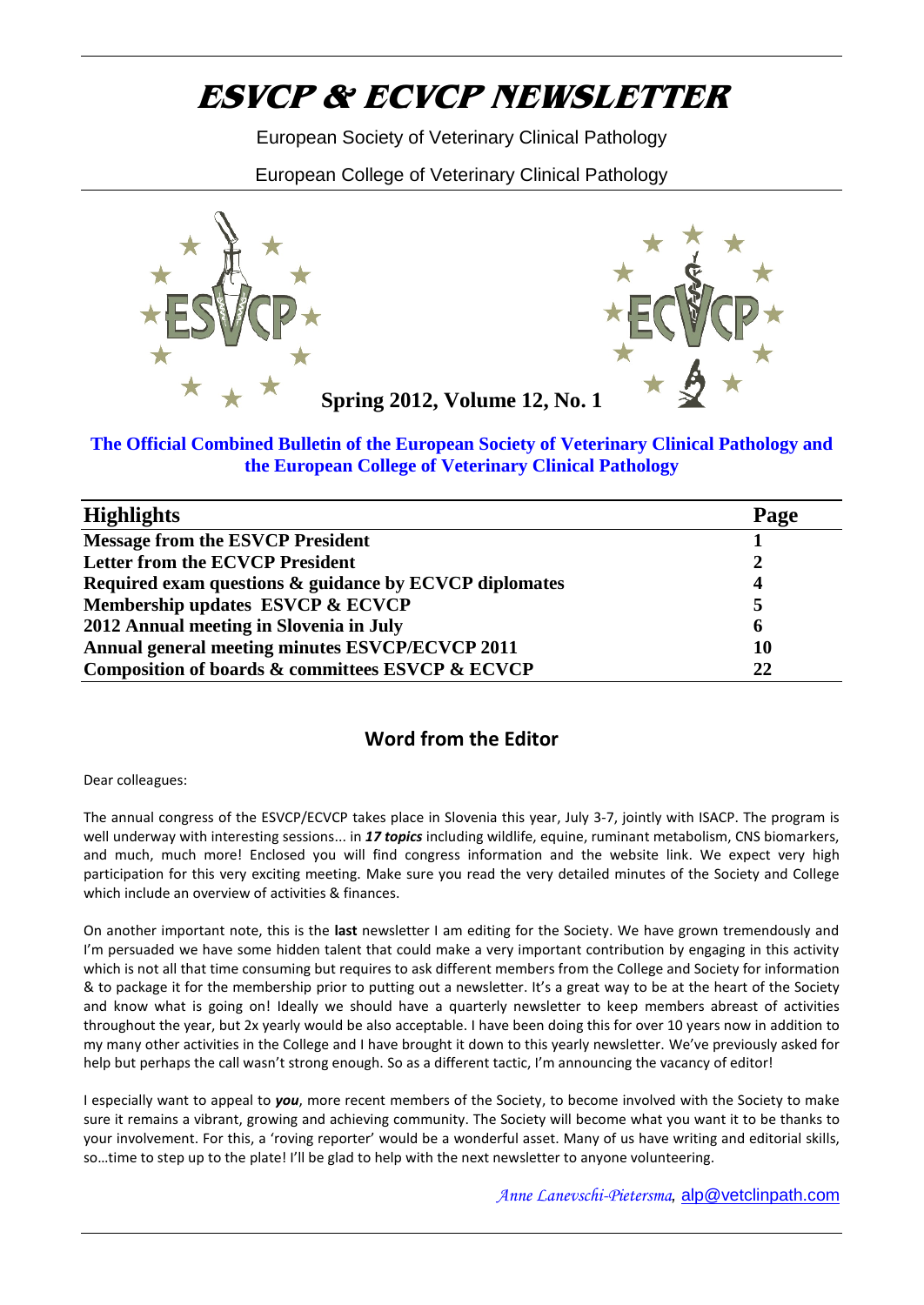# ESVCP & ECVCP NEWSLETTER

European Society of Veterinary Clinical Pathology

European College of Veterinary Clinical Pathology

**Spring 2012, Volume 12, No. 1**

**The Official Combined Bulletin of the European Society of Veterinary Clinical Pathology and the European College of Veterinary Clinical Pathology**

| Highlights | Page |
|---|---|
| **Message from the ESVCP President** | **1** |
| **Letter from the ECVCP President** | **2** |
| **Required exam questions & guidance by ECVCP diplomates** | **4** |
| **Membership updates ESVCP & ECVCP** | **5** |
| **2012 Annual meeting in Slovenia in July** | **6** |
| **Annual general meeting minutes ESVCP/ECVCP 2011** | **10** |
| **Composition of boards & committees ESVCP & ECVCP** | **22** |

## Word from the Editor

Dear colleagues:

The annual congress of the ESVCP/ECVCP takes place in Slovenia this year, July 3-7, jointly with ISACP. The program is well underway with interesting sessions... in ***17 topics*** including wildlife, equine, ruminant metabolism, CNS biomarkers, and much, much more! Enclosed you will find congress information and the website link. We expect very high participation for this very exciting meeting. Make sure you read the very detailed minutes of the Society and College which include an overview of activities & finances.

On another important note, this is the **last** newsletter I am editing for the Society. We have grown tremendously and I'm persuaded we have some hidden talent that could make a very important contribution by engaging in this activity which is not all that time consuming but requires to ask different members from the College and Society for information & to package it for the membership prior to putting out a newsletter. It's a great way to be at the heart of the Society and know what is going on! Ideally we should have a quarterly newsletter to keep members abreast of activities throughout the year, but 2x yearly would be also acceptable. I have been doing this for over 10 years now in addition to my many other activities in the College and I have brought it down to this yearly newsletter. We've previously asked for help but perhaps the call wasn't strong enough. So as a different tactic, I'm announcing the vacancy of editor!

I especially want to appeal to ***you***, more recent members of the Society, to become involved with the Society to make sure it remains a vibrant, growing and achieving community. The Society will become what you want it to be thanks to your involvement. For this, a 'roving reporter' would be a wonderful asset. Many of us have writing and editorial skills, so…time to step up to the plate! I'll be glad to help with the next newsletter to anyone volunteering.

*Anne Lanevschi-Pietersma*, alp@vetclinpath.com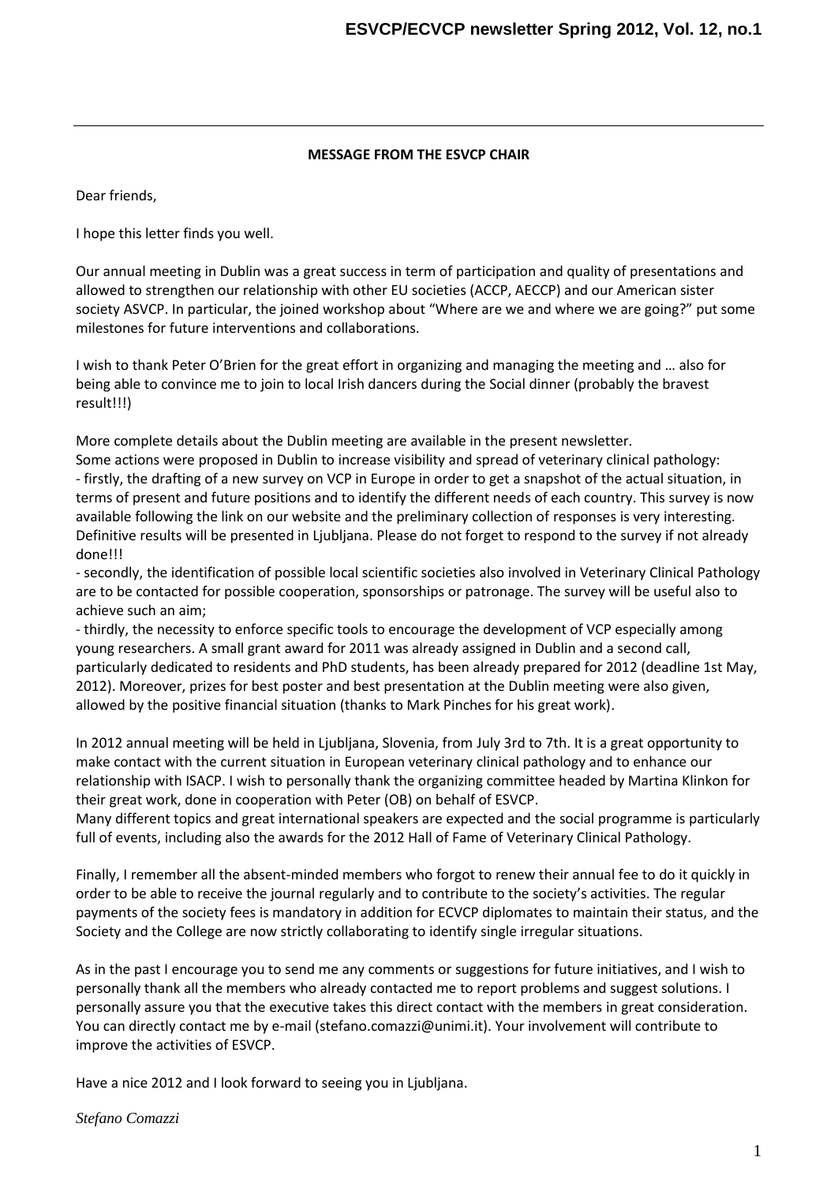## MESSAGE FROM THE ESVCP CHAIR

Dear friends,

I hope this letter finds you well.

Our annual meeting in Dublin was a great success in term of participation and quality of presentations and allowed to strengthen our relationship with other EU societies (ACCP, AECCP) and our American sister society ASVCP. In particular, the joined workshop about "Where are we and where we are going?" put some milestones for future interventions and collaborations.

I wish to thank Peter O'Brien for the great effort in organizing and managing the meeting and … also for being able to convince me to join to local Irish dancers during the Social dinner (probably the bravest result!!!)

More complete details about the Dublin meeting are available in the present newsletter.
Some actions were proposed in Dublin to increase visibility and spread of veterinary clinical pathology:
- firstly, the drafting of a new survey on VCP in Europe in order to get a snapshot of the actual situation, in terms of present and future positions and to identify the different needs of each country. This survey is now available following the link on our website and the preliminary collection of responses is very interesting. Definitive results will be presented in Ljubljana. Please do not forget to respond to the survey if not already done!!!
- secondly, the identification of possible local scientific societies also involved in Veterinary Clinical Pathology are to be contacted for possible cooperation, sponsorships or patronage. The survey will be useful also to achieve such an aim;
- thirdly, the necessity to enforce specific tools to encourage the development of VCP especially among young researchers. A small grant award for 2011 was already assigned in Dublin and a second call, particularly dedicated to residents and PhD students, has been already prepared for 2012 (deadline 1st May, 2012). Moreover, prizes for best poster and best presentation at the Dublin meeting were also given, allowed by the positive financial situation (thanks to Mark Pinches for his great work).

In 2012 annual meeting will be held in Ljubljana, Slovenia, from July 3rd to 7th. It is a great opportunity to make contact with the current situation in European veterinary clinical pathology and to enhance our relationship with ISACP. I wish to personally thank the organizing committee headed by Martina Klinkon for their great work, done in cooperation with Peter (OB) on behalf of ESVCP.
Many different topics and great international speakers are expected and the social programme is particularly full of events, including also the awards for the 2012 Hall of Fame of Veterinary Clinical Pathology.

Finally, I remember all the absent-minded members who forgot to renew their annual fee to do it quickly in order to be able to receive the journal regularly and to contribute to the society's activities. The regular payments of the society fees is mandatory in addition for ECVCP diplomates to maintain their status, and the Society and the College are now strictly collaborating to identify single irregular situations.

As in the past I encourage you to send me any comments or suggestions for future initiatives, and I wish to personally thank all the members who already contacted me to report problems and suggest solutions. I personally assure you that the executive takes this direct contact with the members in great consideration. You can directly contact me by e-mail (stefano.comazzi@unimi.it). Your involvement will contribute to improve the activities of ESVCP.

Have a nice 2012 and I look forward to seeing you in Ljubljana.

*Stefano Comazzi*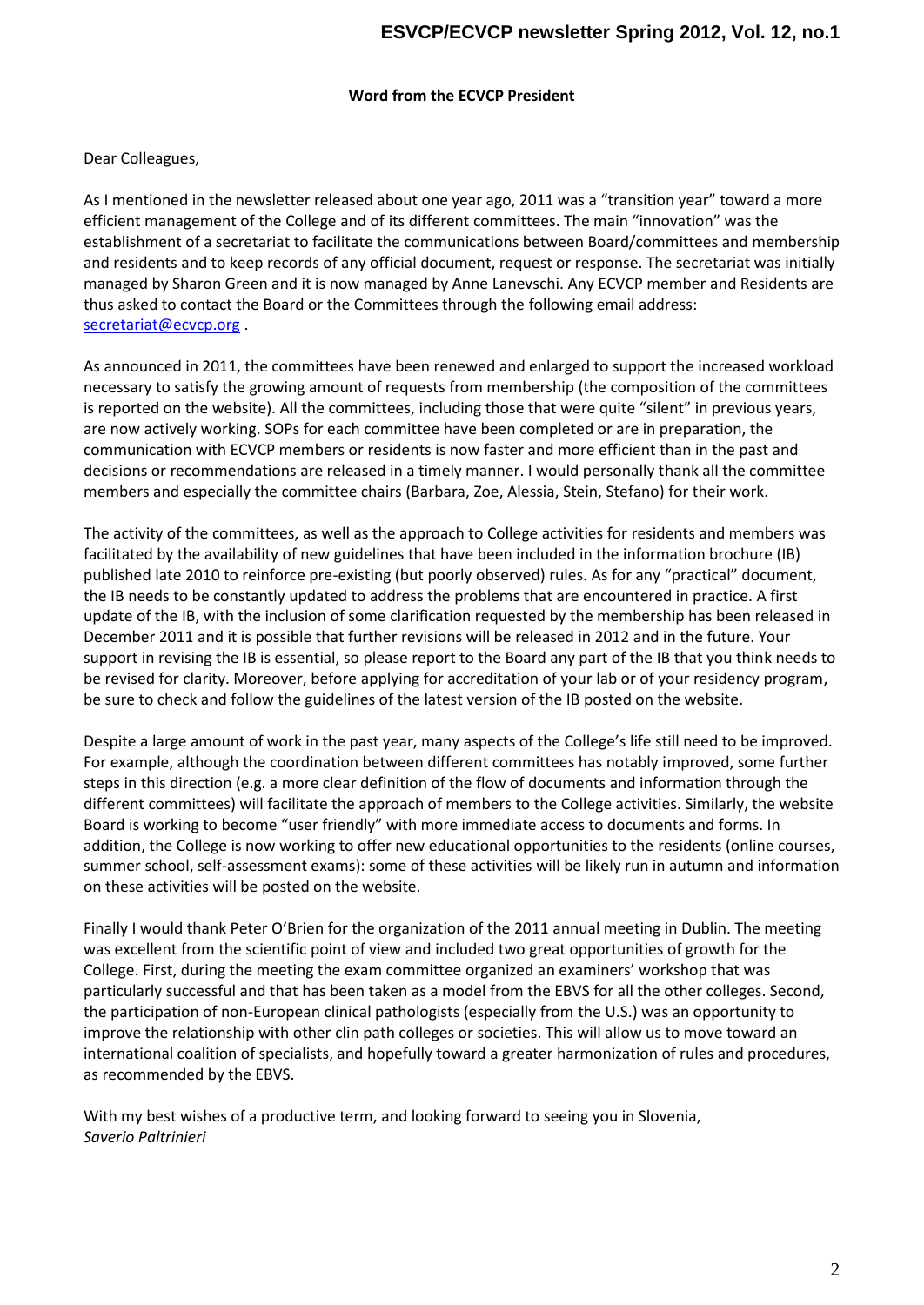**Word from the ECVCP President**

Dear Colleagues,

As I mentioned in the newsletter released about one year ago, 2011 was a "transition year" toward a more efficient management of the College and of its different committees. The main "innovation" was the establishment of a secretariat to facilitate the communications between Board/committees and membership and residents and to keep records of any official document, request or response. The secretariat was initially managed by Sharon Green and it is now managed by Anne Lanevschi. Any ECVCP member and Residents are thus asked to contact the Board or the Committees through the following email address: secretariat@ecvcp.org .

As announced in 2011, the committees have been renewed and enlarged to support the increased workload necessary to satisfy the growing amount of requests from membership (the composition of the committees is reported on the website). All the committees, including those that were quite "silent" in previous years, are now actively working. SOPs for each committee have been completed or are in preparation, the communication with ECVCP members or residents is now faster and more efficient than in the past and decisions or recommendations are released in a timely manner. I would personally thank all the committee members and especially the committee chairs (Barbara, Zoe, Alessia, Stein, Stefano) for their work.

The activity of the committees, as well as the approach to College activities for residents and members was facilitated by the availability of new guidelines that have been included in the information brochure (IB) published late 2010 to reinforce pre-existing (but poorly observed) rules. As for any "practical" document, the IB needs to be constantly updated to address the problems that are encountered in practice. A first update of the IB, with the inclusion of some clarification requested by the membership has been released in December 2011 and it is possible that further revisions will be released in 2012 and in the future. Your support in revising the IB is essential, so please report to the Board any part of the IB that you think needs to be revised for clarity. Moreover, before applying for accreditation of your lab or of your residency program, be sure to check and follow the guidelines of the latest version of the IB posted on the website.

Despite a large amount of work in the past year, many aspects of the College's life still need to be improved. For example, although the coordination between different committees has notably improved, some further steps in this direction (e.g. a more clear definition of the flow of documents and information through the different committees) will facilitate the approach of members to the College activities. Similarly, the website Board is working to become "user friendly" with more immediate access to documents and forms. In addition, the College is now working to offer new educational opportunities to the residents (online courses, summer school, self-assessment exams): some of these activities will be likely run in autumn and information on these activities will be posted on the website.

Finally I would thank Peter O'Brien for the organization of the 2011 annual meeting in Dublin. The meeting was excellent from the scientific point of view and included two great opportunities of growth for the College. First, during the meeting the exam committee organized an examiners' workshop that was particularly successful and that has been taken as a model from the EBVS for all the other colleges. Second, the participation of non-European clinical pathologists (especially from the U.S.) was an opportunity to improve the relationship with other clin path colleges or societies. This will allow us to move toward an international coalition of specialists, and hopefully toward a greater harmonization of rules and procedures, as recommended by the EBVS.

With my best wishes of a productive term, and looking forward to seeing you in Slovenia,
*Saverio Paltrinieri*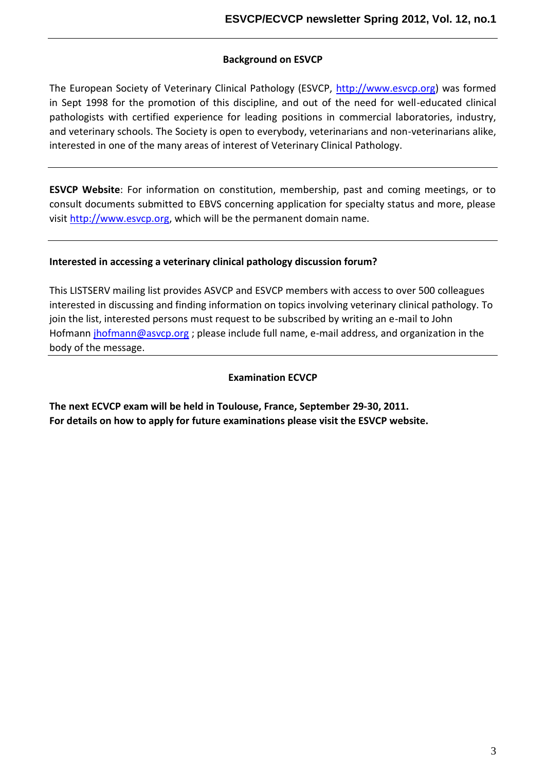## Background on ESVCP

The European Society of Veterinary Clinical Pathology (ESVCP, http://www.esvcp.org) was formed in Sept 1998 for the promotion of this discipline, and out of the need for well-educated clinical pathologists with certified experience for leading positions in commercial laboratories, industry, and veterinary schools. The Society is open to everybody, veterinarians and non-veterinarians alike, interested in one of the many areas of interest of Veterinary Clinical Pathology.

---

**ESVCP Website**: For information on constitution, membership, past and coming meetings, or to consult documents submitted to EBVS concerning application for specialty status and more, please visit http://www.esvcp.org, which will be the permanent domain name.

---

**Interested in accessing a veterinary clinical pathology discussion forum?**

This LISTSERV mailing list provides ASVCP and ESVCP members with access to over 500 colleagues interested in discussing and finding information on topics involving veterinary clinical pathology. To join the list, interested persons must request to be subscribed by writing an e-mail to John Hofmann jhofmann@asvcp.org ; please include full name, e-mail address, and organization in the body of the message.

---

## Examination ECVCP

**The next ECVCP exam will be held in Toulouse, France, September 29-30, 2011.**
**For details on how to apply for future examinations please visit the ESVCP website.**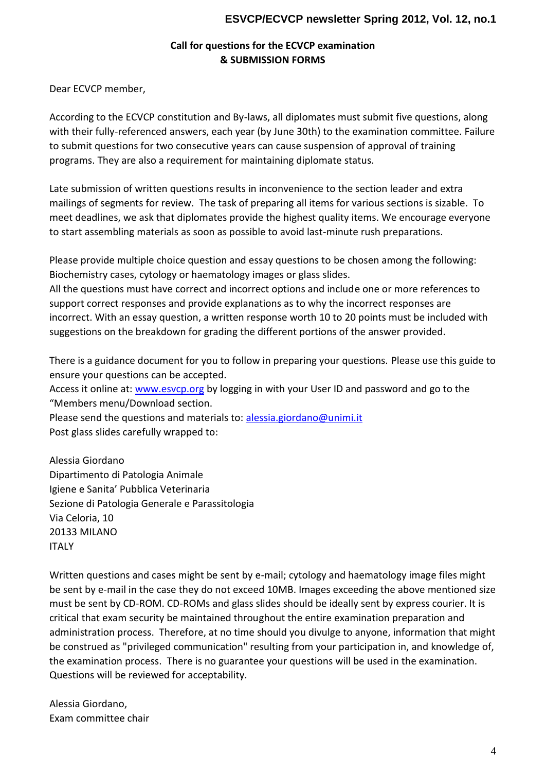**Call for questions for the ECVCP examination**
**& SUBMISSION FORMS**

Dear ECVCP member,

According to the ECVCP constitution and By-laws, all diplomates must submit five questions, along with their fully-referenced answers, each year (by June 30th) to the examination committee. Failure to submit questions for two consecutive years can cause suspension of approval of training programs. They are also a requirement for maintaining diplomate status.

Late submission of written questions results in inconvenience to the section leader and extra mailings of segments for review. The task of preparing all items for various sections is sizable. To meet deadlines, we ask that diplomates provide the highest quality items. We encourage everyone to start assembling materials as soon as possible to avoid last-minute rush preparations.

Please provide multiple choice question and essay questions to be chosen among the following: Biochemistry cases, cytology or haematology images or glass slides.
All the questions must have correct and incorrect options and include one or more references to support correct responses and provide explanations as to why the incorrect responses are incorrect. With an essay question, a written response worth 10 to 20 points must be included with suggestions on the breakdown for grading the different portions of the answer provided.

There is a guidance document for you to follow in preparing your questions. Please use this guide to ensure your questions can be accepted.
Access it online at: [www.esvcp.org](http://www.esvcp.org) by logging in with your User ID and password and go to the "Members menu/Download section.
Please send the questions and materials to: [alessia.giordano@unimi.it](mailto:alessia.giordano@unimi.it)
Post glass slides carefully wrapped to:

Alessia Giordano
Dipartimento di Patologia Animale
Igiene e Sanita' Pubblica Veterinaria
Sezione di Patologia Generale e Parassitologia
Via Celoria, 10
20133 MILANO
ITALY

Written questions and cases might be sent by e-mail; cytology and haematology image files might be sent by e-mail in the case they do not exceed 10MB. Images exceeding the above mentioned size must be sent by CD-ROM. CD-ROMs and glass slides should be ideally sent by express courier. It is critical that exam security be maintained throughout the entire examination preparation and administration process. Therefore, at no time should you divulge to anyone, information that might be construed as "privileged communication" resulting from your participation in, and knowledge of, the examination process. There is no guarantee your questions will be used in the examination. Questions will be reviewed for acceptability.

Alessia Giordano,
Exam committee chair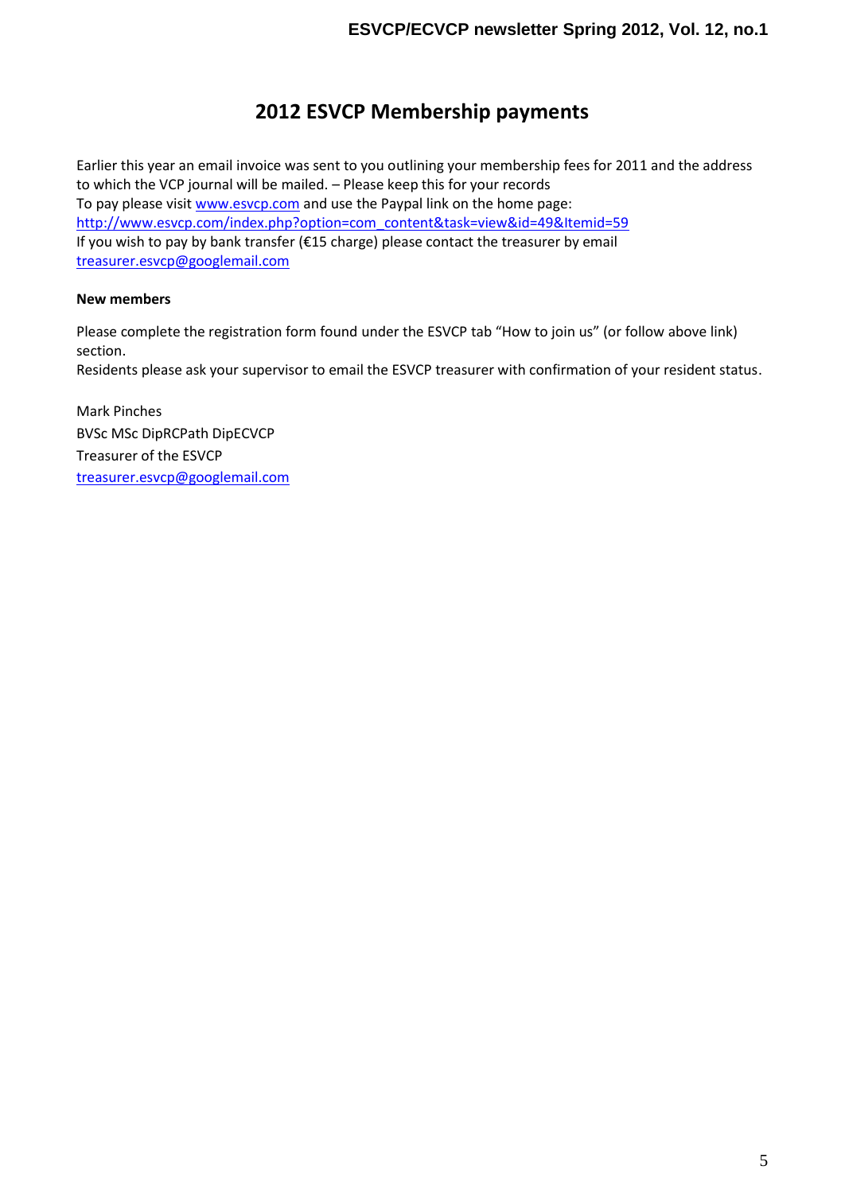# 2012 ESVCP Membership payments

Earlier this year an email invoice was sent to you outlining your membership fees for 2011 and the address to which the VCP journal will be mailed. – Please keep this for your records
To pay please visit www.esvcp.com and use the Paypal link on the home page:
http://www.esvcp.com/index.php?option=com_content&task=view&id=49&Itemid=59
If you wish to pay by bank transfer (€15 charge) please contact the treasurer by email treasurer.esvcp@googlemail.com

**New members**

Please complete the registration form found under the ESVCP tab "How to join us" (or follow above link) section.
Residents please ask your supervisor to email the ESVCP treasurer with confirmation of your resident status.

Mark Pinches
BVSc MSc DipRCPath DipECVCP
Treasurer of the ESVCP
treasurer.esvcp@googlemail.com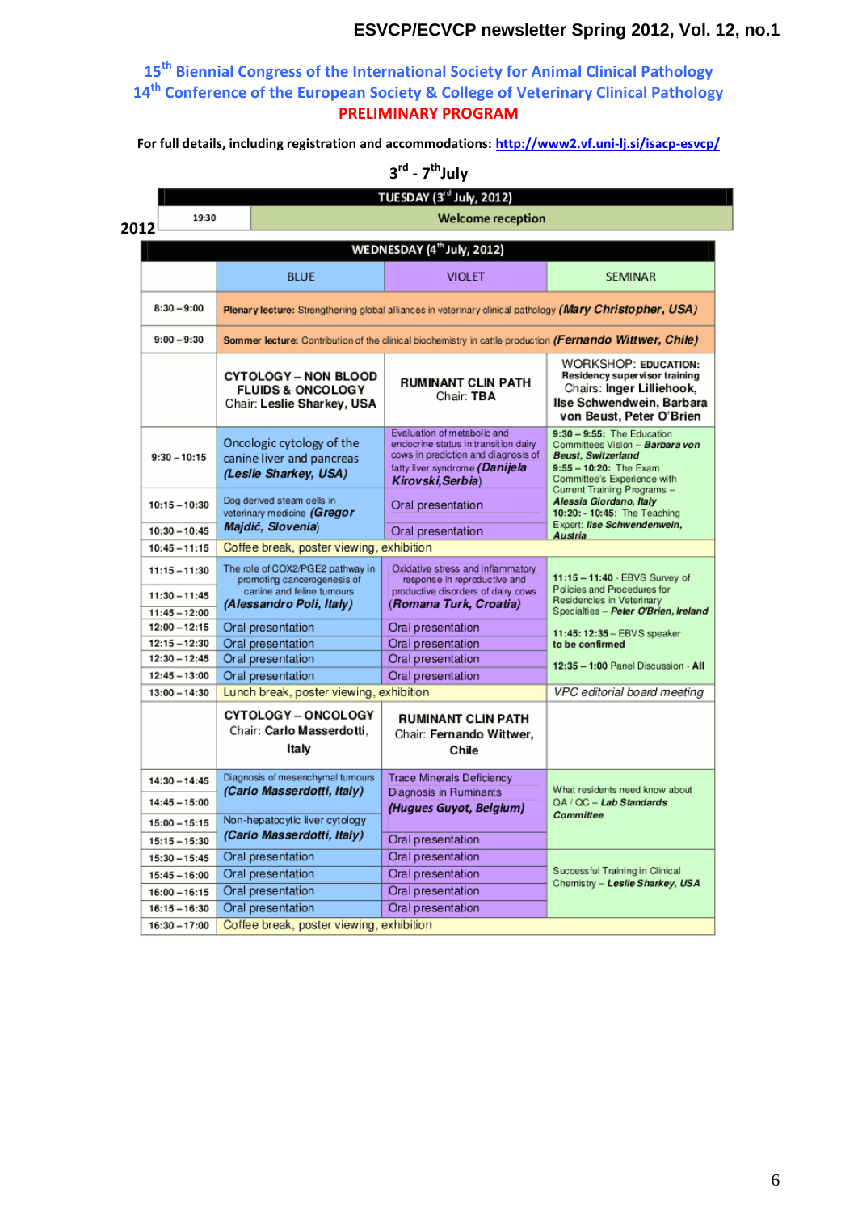# 15[th] Biennial Congress of the International Society for Animal Clinical Pathology
# 14[th] Conference of the European Society & College of Veterinary Clinical Pathology

## PRELIMINARY PROGRAM

**For full details, including registration and accommodations: http://www2.vf.uni-lj.si/isacp-esvcp/**

**3[rd] - 7[th] July 2012**

| TUESDAY (3[rd] July, 2012) | |
|---|---|
| 19:30 | Welcome reception |

| WEDNESDAY (4[th] July, 2012) | | | |
|---|---|---|---|
| | BLUE | VIOLET | SEMINAR |
| 8:30 – 9:00 | **Plenary lecture:** Strengthening global alliances in veterinary clinical pathology ***(Mary Christopher, USA)*** | | |
| 9:00 – 9:30 | **Sommer lecture:** Contribution of the clinical biochemistry in cattle production ***(Fernando Wittwer, Chile)*** | | |
| | **CYTOLOGY – NON BLOOD FLUIDS & ONCOLOGY** Chair: **Leslie Sharkey, USA** | **RUMINANT CLIN PATH** Chair: TBA | WORKSHOP: **EDUCATION: Residency supervisor training** Chairs: **Inger Lilliehook, Ilse Schwendwein, Barbara von Beust, Peter O'Brien** |
| 9:30 – 10:15 | Oncologic cytology of the canine liver and pancreas ***(Leslie Sharkey, USA)*** | Evaluation of metabolic and endocrine status in transition dairy cows in prediction and diagnosis of fatty liver syndrome ***(Danijela Kirovski, Serbia)*** | **9:30 – 9:55:** The Education Committees Vision – ***Barbara von Beust, Switzerland*** **9:55 – 10:20:** The Exam Committee's Experience with Current Training Programs – ***Alessia Giordano, Italy*** **10:20: - 10:45:** The Teaching Expert: ***Ilse Schwendenwein, Austria*** |
| 10:15 – 10:30 | Dog derived steam cells in veterinary medicine ***(Gregor Majdič, Slovenia)*** | Oral presentation | |
| 10:30 – 10:45 | | Oral presentation | |
| 10:45 – 11:15 | Coffee break, poster viewing, exhibition | | |
| 11:15 – 11:30 | The role of COX2/PGE2 pathway in promoting cancerogenesis of canine and feline tumours ***(Alessandro Poli, Italy)*** | Oxidative stress and inflammatory response in reproductive and productive disorders of dairy cows ***(Romana Turk, Croatia)*** | **11:15 – 11:40** - EBVS Survey of Policies and Procedures for Residencies in Veterinary Specialties – ***Peter O'Brien, Ireland*** |
| 11:30 – 11:45 | | | |
| 11:45 – 12:00 | | | **11:45: 12:35** – EBVS speaker **to be confirmed** |
| 12:00 – 12:15 | Oral presentation | Oral presentation | |
| 12:15 – 12:30 | Oral presentation | Oral presentation | |
| 12:30 – 12:45 | Oral presentation | Oral presentation | **12:35 – 1:00** Panel Discussion - **All** |
| 12:45 – 13:00 | Oral presentation | Oral presentation | |
| 13:00 – 14:30 | Lunch break, poster viewing, exhibition | | *VPC editorial board meeting* |
| | **CYTOLOGY – ONCOLOGY** Chair: **Carlo Masserdotti, Italy** | **RUMINANT CLIN PATH** Chair: **Fernando Wittwer, Chile** | |
| 14:30 – 14:45 | Diagnosis of mesenchymal tumours ***(Carlo Masserdotti, Italy)*** | Trace Minerals Deficiency Diagnosis in Ruminants ***(Hugues Guyot, Belgium)*** | What residents need know about QA / QC – ***Lab Standards Committee*** |
| 14:45 – 15:00 | | | |
| 15:00 – 15:15 | Non-hepatocytic liver cytology ***(Carlo Masserdotti, Italy)*** | | |
| 15:15 – 15:30 | | Oral presentation | |
| 15:30 – 15:45 | Oral presentation | Oral presentation | Successful Training in Clinical Chemistry – ***Leslie Sharkey, USA*** |
| 15:45 – 16:00 | Oral presentation | Oral presentation | |
| 16:00 – 16:15 | Oral presentation | Oral presentation | |
| 16:15 – 16:30 | Oral presentation | Oral presentation | |
| 16:30 – 17:00 | Coffee break, poster viewing, exhibition | | |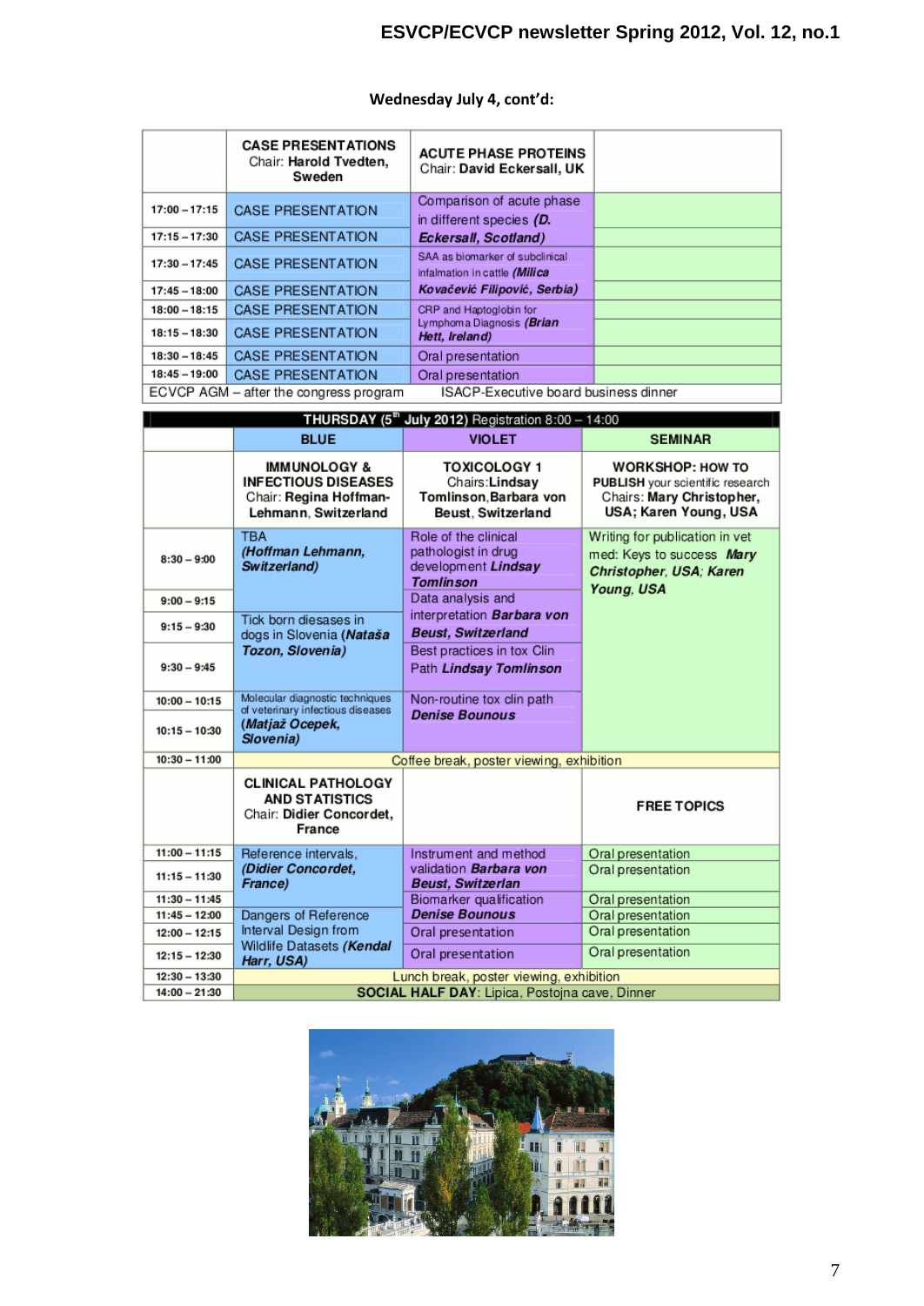Wednesday July 4, cont'd:

| | CASE PRESENTATIONS Chair: **Harold Tvedten, Sweden** | ACUTE PHASE PROTEINS Chair: **David Eckersall, UK** | |
|---|---|---|---|
| 17:00 – 17:15 | CASE PRESENTATION | Comparison of acute phase in different species ***(D. Eckersall, Scotland)*** | |
| 17:15 – 17:30 | CASE PRESENTATION | | |
| 17:30 – 17:45 | CASE PRESENTATION | SAA as biomarker of subclinical infalmation in cattle ***(Milica Kovačević Filipović, Serbia)*** | |
| 17:45 – 18:00 | CASE PRESENTATION | | |
| 18:00 – 18:15 | CASE PRESENTATION | CRP and Haptoglobin for Lymphoma Diagnosis ***(Brian Hett, Ireland)*** | |
| 18:15 – 18:30 | CASE PRESENTATION | | |
| 18:30 – 18:45 | CASE PRESENTATION | Oral presentation | |
| 18:45 – 19:00 | CASE PRESENTATION | Oral presentation | |
| ECVCP AGM – after the congress program | | ISACP-Executive board business dinner | |

| THURSDAY (5[th] July 2012) Registration 8:00 – 14:00 | | | |
|---|---|---|---|
| | BLUE | VIOLET | SEMINAR |
| | IMMUNOLOGY & INFECTIOUS DISEASES Chair: **Regina Hoffman-Lehmann, Switzerland** | TOXICOLOGY 1 Chairs: **Lindsay Tomlinson, Barbara von Beust, Switzerland** | WORKSHOP: HOW TO PUBLISH your scientific research Chairs: **Mary Christopher, USA; Karen Young, USA** |
| 8:30 – 9:00 | TBA ***(Hoffman Lehmann, Switzerland)*** | Role of the clinical pathologist in drug development ***Lindsay Tomlinson*** | Writing for publication in vet med: Keys to success ***Mary Christopher, USA; Karen Young, USA*** |
| 9:00 – 9:15 | | Data analysis and interpretation ***Barbara von Beust, Switzerland*** | |
| 9:15 – 9:30 | Tick born diseases in dogs in Slovenia ***(Nataša Tozon, Slovenia)*** | | |
| 9:30 – 9:45 | | Best practices in tox Clin Path ***Lindsay Tomlinson*** | |
| 10:00 – 10:15 | Molecular diagnostic techniques of veterinary infectious diseases ***(Matjaž Ocepek, Slovenia)*** | Non-routine tox clin path ***Denise Bounous*** | |
| 10:15 – 10:30 | | | |
| 10:30 – 11:00 | Coffee break, poster viewing, exhibition | | |
| | CLINICAL PATHOLOGY AND STATISTICS Chair: **Didier Concordet, France** | | FREE TOPICS |
| 11:00 – 11:15 | Reference intervals, ***(Didier Concordet, France)*** | Instrument and method validation ***Barbara von Beust, Switzerlan*** | Oral presentation |
| 11:15 – 11:30 | | | Oral presentation |
| 11:30 – 11:45 | | Biomarker qualification ***Denise Bounous*** | Oral presentation |
| 11:45 – 12:00 | Dangers of Reference Interval Design from Wildlife Datasets ***(Kendal Harr, USA)*** | | Oral presentation |
| 12:00 – 12:15 | | Oral presentation | Oral presentation |
| 12:15 – 12:30 | | Oral presentation | Oral presentation |
| 12:30 – 13:30 | Lunch break, poster viewing, exhibition | | |
| 14:00 – 21:30 | **SOCIAL HALF DAY**: Lipica, Postojna cave, Dinner | | |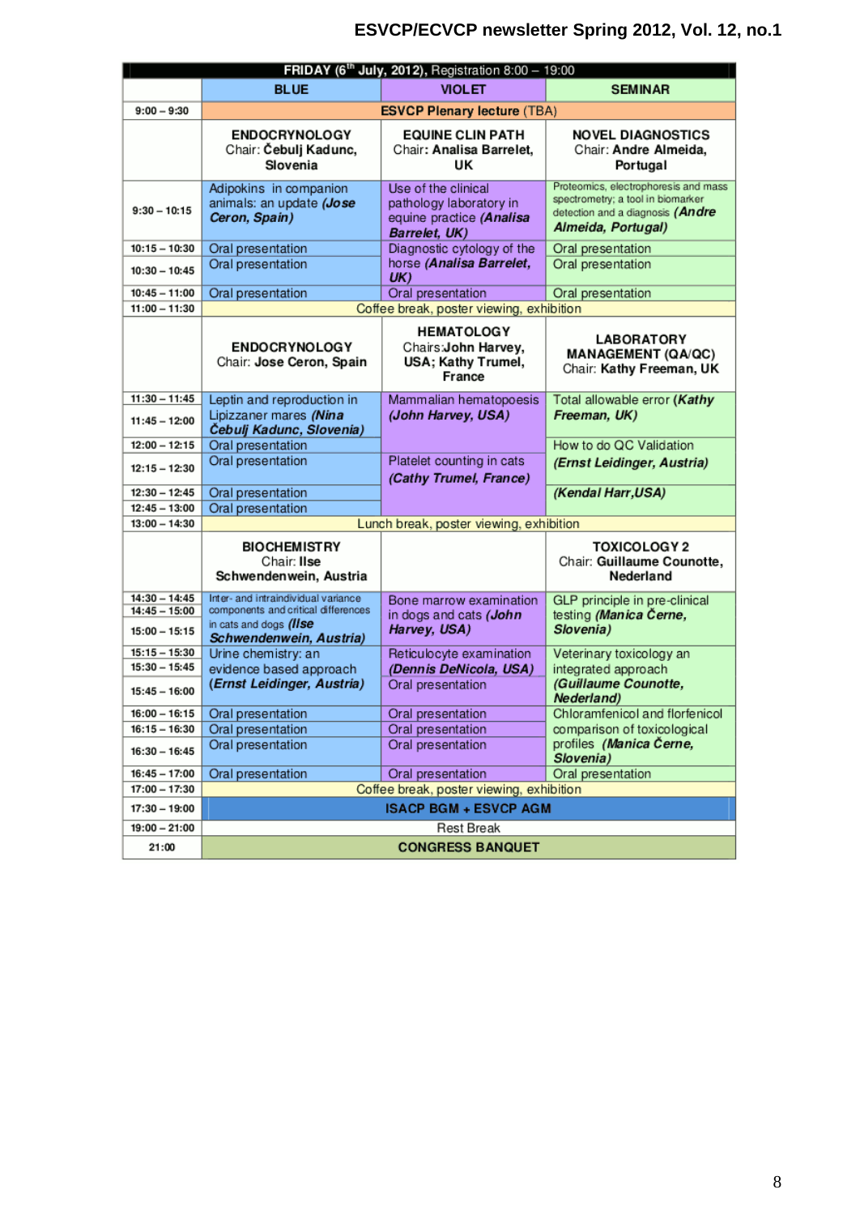| FRIDAY (6th July, 2012), Registration 8:00 – 19:00 | | | |
|---|---|---|---|
| | BLUE | VIOLET | SEMINAR |
| 9:00 – 9:30 | ESVCP Plenary lecture (TBA) | | |
| | **ENDOCRYNOLOGY** Chair: **Čebulj Kadunc, Slovenia** | **EQUINE CLIN PATH** Chair: **Analisa Barrelet, UK** | **NOVEL DIAGNOSTICS** Chair: **Andre Almeida, Portugal** |
| 9:30 – 10:15 | Adipokins in companion animals: an update ***(Jose Ceron, Spain)*** | Use of the clinical pathology laboratory in equine practice ***(Analisa Barrelet, UK)*** | Proteomics, electrophoresis and mass spectrometry; a tool in biomarker detection and a diagnosis ***(Andre Almeida, Portugal)*** |
| 10:15 – 10:30 | Oral presentation | Diagnostic cytology of the horse ***(Analisa Barrelet, UK)*** | Oral presentation |
| 10:30 – 10:45 | Oral presentation | | Oral presentation |
| 10:45 – 11:00 | Oral presentation | Oral presentation | Oral presentation |
| 11:00 – 11:30 | Coffee break, poster viewing, exhibition | | |
| | **ENDOCRYNOLOGY** Chair: **Jose Ceron, Spain** | **HEMATOLOGY** Chairs: **John Harvey, USA; Kathy Trumel, France** | **LABORATORY MANAGEMENT (QA/QC)** Chair: **Kathy Freeman, UK** |
| 11:30 – 11:45 | Leptin and reproduction in Lipizzaner mares ***(Nina Čebulj Kadunc, Slovenia)*** | Mammalian hematopoesis ***(John Harvey, USA)*** | Total allowable error ***(Kathy Freeman, UK)*** |
| 11:45 – 12:00 | | | |
| 12:00 – 12:15 | Oral presentation | | How to do QC Validation ***(Ernst Leidinger, Austria)*** |
| 12:15 – 12:30 | Oral presentation | Platelet counting in cats ***(Cathy Trumel, France)*** | |
| 12:30 – 12:45 | Oral presentation | | ***(Kendal Harr, USA)*** |
| 12:45 – 13:00 | Oral presentation | | |
| 13:00 – 14:30 | Lunch break, poster viewing, exhibition | | |
| | **BIOCHEMISTRY** Chair: **Ilse Schwendenwein, Austria** | | **TOXICOLOGY 2** Chair: **Guillaume Counotte, Nederland** |
| 14:30 – 14:45 | Inter- and intraindividual variance components and critical differences in cats and dogs ***(Ilse Schwendenwein, Austria)*** | Bone marrow examination in dogs and cats ***(John Harvey, USA)*** | GLP principle in pre-clinical testing ***(Manica Černe, Slovenia)*** |
| 14:45 – 15:00 | | | |
| 15:00 – 15:15 | | | |
| 15:15 – 15:30 | Urine chemistry: an evidence based approach ***(Ernst Leidinger, Austria)*** | Reticulocyte examination ***(Dennis DeNicola, USA)*** | Veterinary toxicology an integrated approach ***(Guillaume Counotte, Nederland)*** |
| 15:30 – 15:45 | | Oral presentation | |
| 15:45 – 16:00 | | | |
| 16:00 – 16:15 | Oral presentation | Oral presentation | Chloramfenicol and florfenicol comparison of toxicological profiles ***(Manica Černe, Slovenia)*** |
| 16:15 – 16:30 | Oral presentation | Oral presentation | |
| 16:30 – 16:45 | Oral presentation | Oral presentation | |
| 16:45 – 17:00 | Oral presentation | Oral presentation | Oral presentation |
| 17:00 – 17:30 | Coffee break, poster viewing, exhibition | | |
| 17:30 – 19:00 | **ISACP BGM + ESVCP AGM** | | |
| 19:00 – 21:00 | Rest Break | | |
| 21:00 | **CONGRESS BANQUET** | | |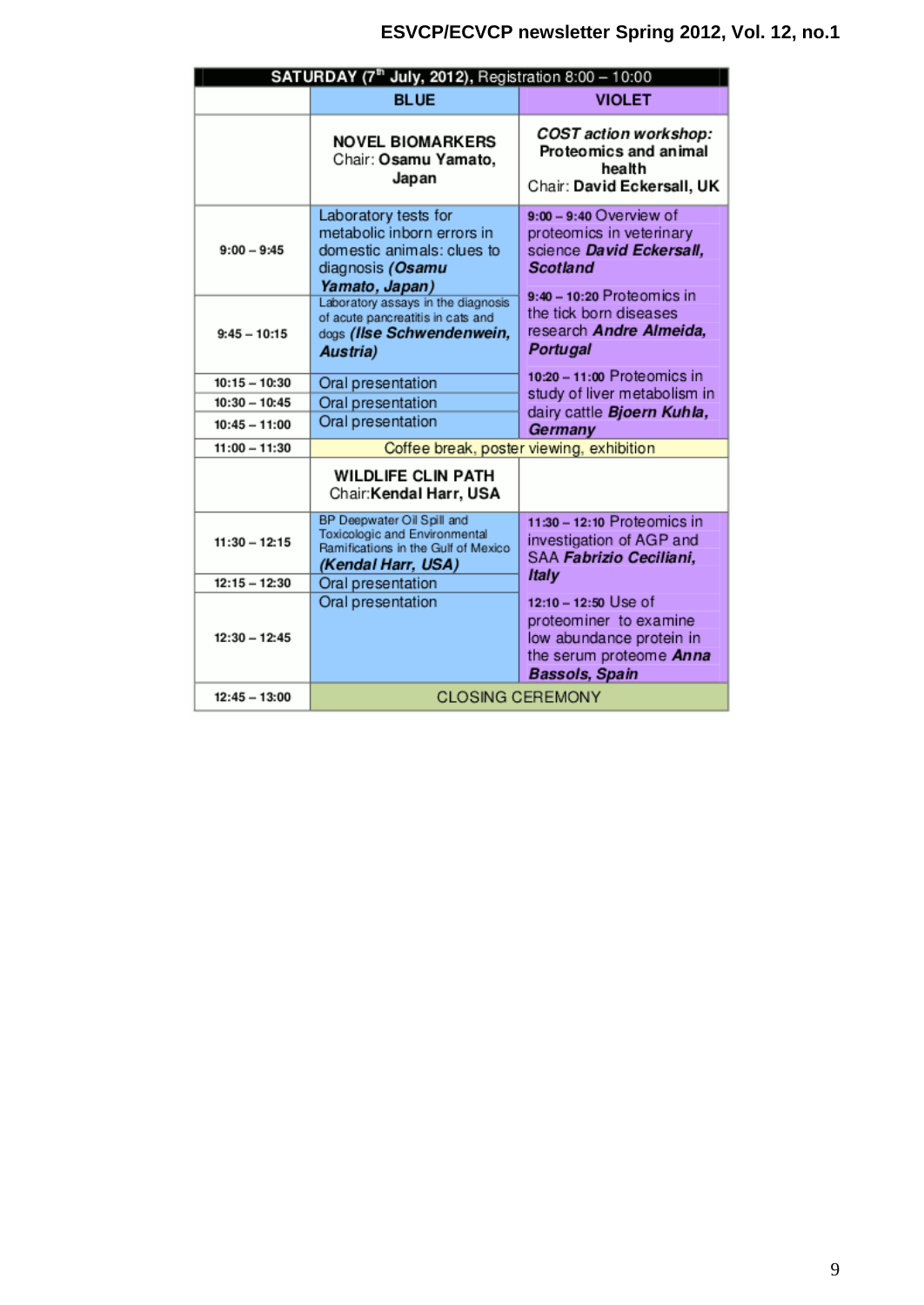| SATURDAY (7th July, 2012), Registration 8:00 – 10:00 | | |
|---|---|---|
| | BLUE | VIOLET |
| | **NOVEL BIOMARKERS** Chair: **Osamu Yamato, Japan** | ***COST action workshop:* Proteomics and animal health** Chair: **David Eckersall, UK** |
| **9:00 – 9:45** | Laboratory tests for metabolic inborn errors in domestic animals: clues to diagnosis ***(Osamu Yamato, Japan)*** | **9:00 – 9:40** Overview of proteomics in veterinary science ***David Eckersall, Scotland*** |
| **9:45 – 10:15** | Laboratory assays in the diagnosis of acute pancreatitis in cats and dogs ***(Ilse Schwendenwein, Austria)*** | **9:40 – 10:20** Proteomics in the tick born diseases research ***Andre Almeida, Portugal*** |
| **10:15 – 10:30** | Oral presentation | **10:20 – 11:00** Proteomics in study of liver metabolism in dairy cattle ***Bjoern Kuhla, Germany*** |
| **10:30 – 10:45** | Oral presentation | |
| **10:45 – 11:00** | Oral presentation | |
| **11:00 – 11:30** | Coffee break, poster viewing, exhibition | |
| | **WILDLIFE CLIN PATH** Chair:**Kendal Harr, USA** | |
| **11:30 – 12:15** | BP Deepwater Oil Spill and Toxicologic and Environmental Ramifications in the Gulf of Mexico ***(Kendal Harr, USA)*** | **11:30 – 12:10** Proteomics in investigation of AGP and SAA ***Fabrizio Ceciliani, Italy*** |
| **12:15 – 12:30** | Oral presentation | **12:10 – 12:50** Use of proteominer to examine low abundance protein in the serum proteome ***Anna Bassols, Spain*** |
| **12:30 – 12:45** | Oral presentation | |
| **12:45 – 13:00** | CLOSING CEREMONY | |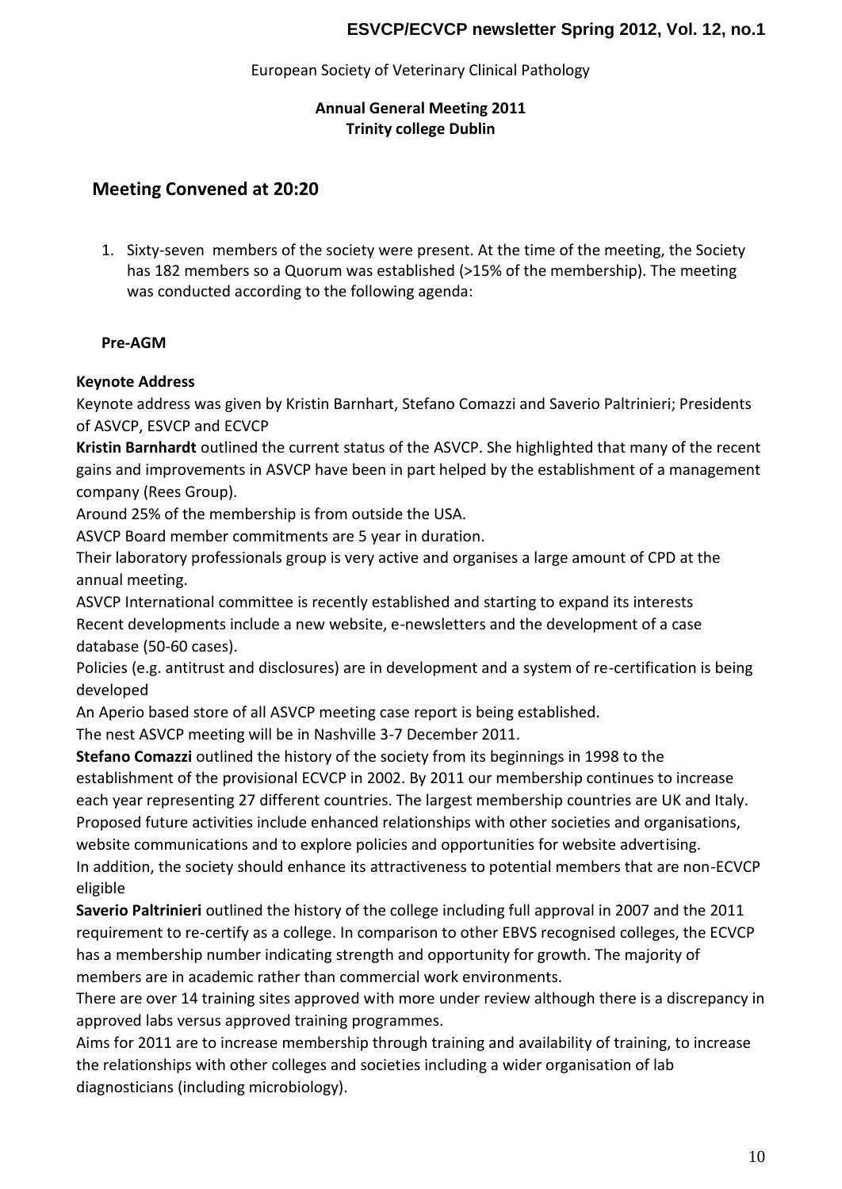European Society of Veterinary Clinical Pathology

**Annual General Meeting 2011**
**Trinity college Dublin**

## Meeting Convened at 20:20

1. Sixty-seven members of the society were present. At the time of the meeting, the Society has 182 members so a Quorum was established (>15% of the membership). The meeting was conducted according to the following agenda:

**Pre-AGM**

**Keynote Address**

Keynote address was given by Kristin Barnhart, Stefano Comazzi and Saverio Paltrinieri; Presidents of ASVCP, ESVCP and ECVCP

**Kristin Barnhardt** outlined the current status of the ASVCP. She highlighted that many of the recent gains and improvements in ASVCP have been in part helped by the establishment of a management company (Rees Group).

Around 25% of the membership is from outside the USA.

ASVCP Board member commitments are 5 year in duration.

Their laboratory professionals group is very active and organises a large amount of CPD at the annual meeting.

ASVCP International committee is recently established and starting to expand its interests

Recent developments include a new website, e-newsletters and the development of a case database (50-60 cases).

Policies (e.g. antitrust and disclosures) are in development and a system of re-certification is being developed

An Aperio based store of all ASVCP meeting case report is being established.

The nest ASVCP meeting will be in Nashville 3-7 December 2011.

**Stefano Comazzi** outlined the history of the society from its beginnings in 1998 to the establishment of the provisional ECVCP in 2002. By 2011 our membership continues to increase each year representing 27 different countries. The largest membership countries are UK and Italy. Proposed future activities include enhanced relationships with other societies and organisations, website communications and to explore policies and opportunities for website advertising. In addition, the society should enhance its attractiveness to potential members that are non-ECVCP eligible

**Saverio Paltrinieri** outlined the history of the college including full approval in 2007 and the 2011 requirement to re-certify as a college. In comparison to other EBVS recognised colleges, the ECVCP has a membership number indicating strength and opportunity for growth. The majority of members are in academic rather than commercial work environments.

There are over 14 training sites approved with more under review although there is a discrepancy in approved labs versus approved training programmes.

Aims for 2011 are to increase membership through training and availability of training, to increase the relationships with other colleges and societies including a wider organisation of lab diagnosticians (including microbiology).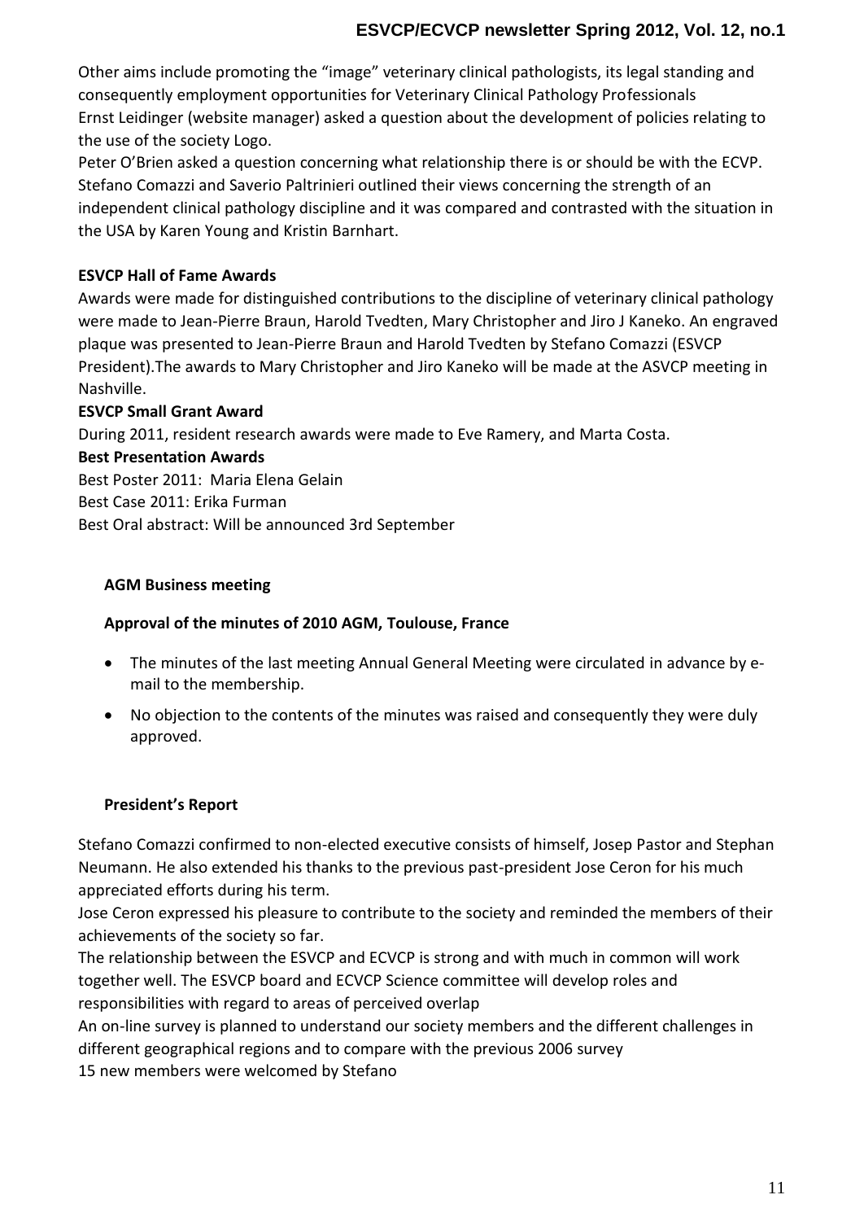Other aims include promoting the "image" veterinary clinical pathologists, its legal standing and consequently employment opportunities for Veterinary Clinical Pathology Professionals
Ernst Leidinger (website manager) asked a question about the development of policies relating to the use of the society Logo.
Peter O'Brien asked a question concerning what relationship there is or should be with the ECVP. Stefano Comazzi and Saverio Paltrinieri outlined their views concerning the strength of an independent clinical pathology discipline and it was compared and contrasted with the situation in the USA by Karen Young and Kristin Barnhart.

**ESVCP Hall of Fame Awards**

Awards were made for distinguished contributions to the discipline of veterinary clinical pathology were made to Jean-Pierre Braun, Harold Tvedten, Mary Christopher and Jiro J Kaneko. An engraved plaque was presented to Jean-Pierre Braun and Harold Tvedten by Stefano Comazzi (ESVCP President).The awards to Mary Christopher and Jiro Kaneko will be made at the ASVCP meeting in Nashville.

**ESVCP Small Grant Award**

During 2011, resident research awards were made to Eve Ramery, and Marta Costa.

**Best Presentation Awards**

Best Poster 2011: Maria Elena Gelain
Best Case 2011: Erika Furman
Best Oral abstract: Will be announced 3rd September

**AGM Business meeting**

**Approval of the minutes of 2010 AGM, Toulouse, France**

- The minutes of the last meeting Annual General Meeting were circulated in advance by e-mail to the membership.
- No objection to the contents of the minutes was raised and consequently they were duly approved.

**President's Report**

Stefano Comazzi confirmed to non-elected executive consists of himself, Josep Pastor and Stephan Neumann. He also extended his thanks to the previous past-president Jose Ceron for his much appreciated efforts during his term.
Jose Ceron expressed his pleasure to contribute to the society and reminded the members of their achievements of the society so far.
The relationship between the ESVCP and ECVCP is strong and with much in common will work together well. The ESVCP board and ECVCP Science committee will develop roles and responsibilities with regard to areas of perceived overlap
An on-line survey is planned to understand our society members and the different challenges in different geographical regions and to compare with the previous 2006 survey
15 new members were welcomed by Stefano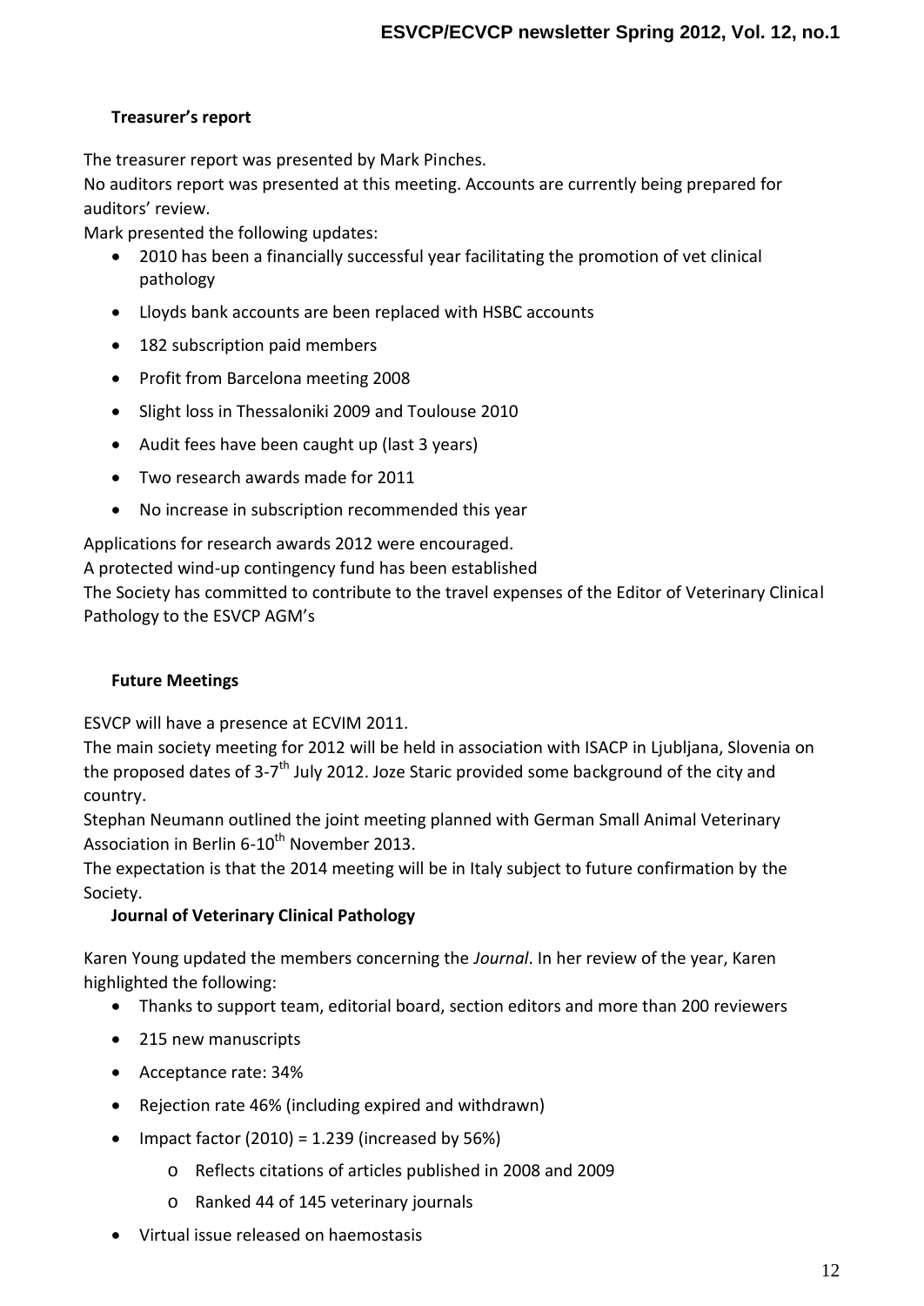### Treasurer's report

The treasurer report was presented by Mark Pinches.

No auditors report was presented at this meeting. Accounts are currently being prepared for auditors' review.

Mark presented the following updates:

- 2010 has been a financially successful year facilitating the promotion of vet clinical pathology
- Lloyds bank accounts are been replaced with HSBC accounts
- 182 subscription paid members
- Profit from Barcelona meeting 2008
- Slight loss in Thessaloniki 2009 and Toulouse 2010
- Audit fees have been caught up (last 3 years)
- Two research awards made for 2011
- No increase in subscription recommended this year

Applications for research awards 2012 were encouraged.

A protected wind-up contingency fund has been established

The Society has committed to contribute to the travel expenses of the Editor of Veterinary Clinical Pathology to the ESVCP AGM's

### Future Meetings

ESVCP will have a presence at ECVIM 2011.

The main society meeting for 2012 will be held in association with ISACP in Ljubljana, Slovenia on the proposed dates of 3-7th July 2012. Joze Staric provided some background of the city and country.

Stephan Neumann outlined the joint meeting planned with German Small Animal Veterinary Association in Berlin 6-10th November 2013.

The expectation is that the 2014 meeting will be in Italy subject to future confirmation by the Society.

### Journal of Veterinary Clinical Pathology

Karen Young updated the members concerning the *Journal*. In her review of the year, Karen highlighted the following:

- Thanks to support team, editorial board, section editors and more than 200 reviewers
- 215 new manuscripts
- Acceptance rate: 34%
- Rejection rate 46% (including expired and withdrawn)
- Impact factor (2010) = 1.239 (increased by 56%)
    - Reflects citations of articles published in 2008 and 2009
    - Ranked 44 of 145 veterinary journals
- Virtual issue released on haemostasis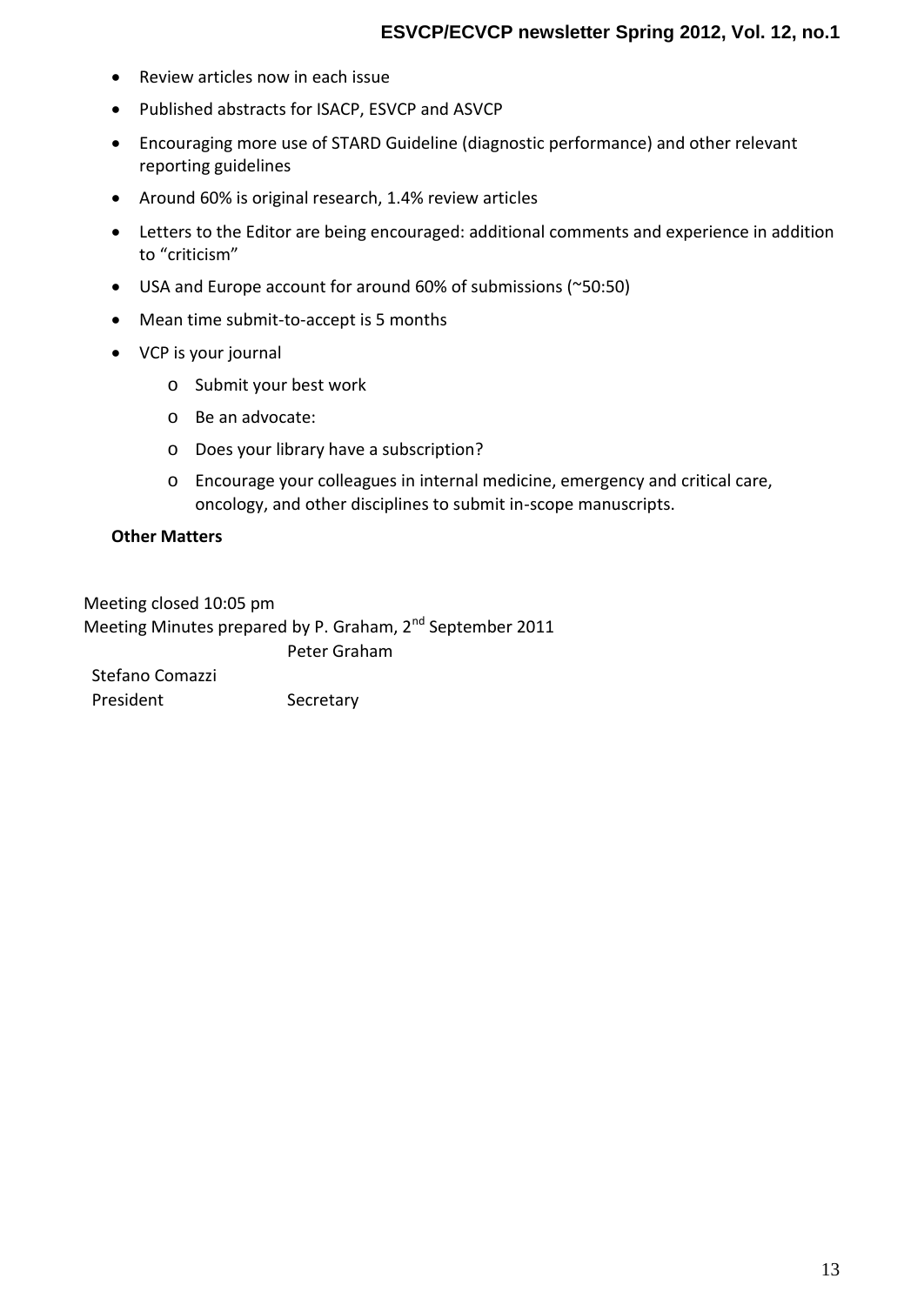- Review articles now in each issue
- Published abstracts for ISACP, ESVCP and ASVCP
- Encouraging more use of STARD Guideline (diagnostic performance) and other relevant reporting guidelines
- Around 60% is original research, 1.4% review articles
- Letters to the Editor are being encouraged: additional comments and experience in addition to "criticism"
- USA and Europe account for around 60% of submissions (~50:50)
- Mean time submit-to-accept is 5 months
- VCP is your journal
    - Submit your best work
    - Be an advocate:
    - Does your library have a subscription?
    - Encourage your colleagues in internal medicine, emergency and critical care, oncology, and other disciplines to submit in-scope manuscripts.

**Other Matters**

Meeting closed 10:05 pm

Meeting Minutes prepared by P. Graham, 2nd September 2011

| Stefano Comazzi | Peter Graham |
|---|---|
| President | Secretary |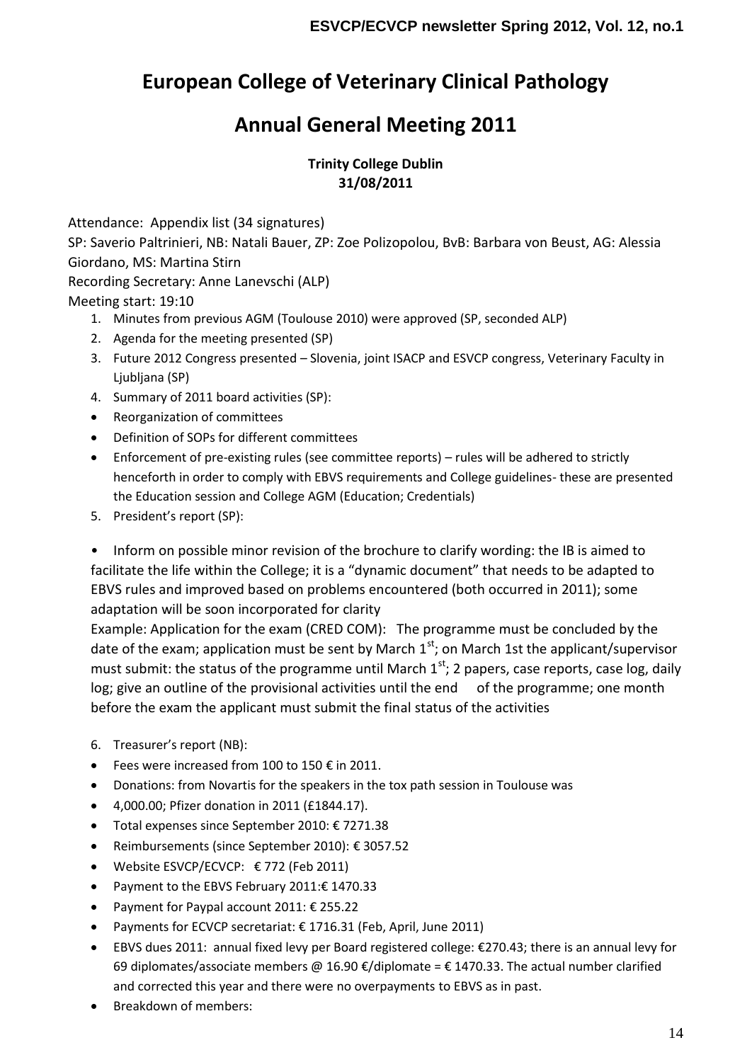# European College of Veterinary Clinical Pathology

# Annual General Meeting 2011

**Trinity College Dublin**
**31/08/2011**

Attendance: Appendix list (34 signatures)

SP: Saverio Paltrinieri, NB: Natali Bauer, ZP: Zoe Polizopolou, BvB: Barbara von Beust, AG: Alessia Giordano, MS: Martina Stirn

Recording Secretary: Anne Lanevschi (ALP)

Meeting start: 19:10

1. Minutes from previous AGM (Toulouse 2010) were approved (SP, seconded ALP)
2. Agenda for the meeting presented (SP)
3. Future 2012 Congress presented – Slovenia, joint ISACP and ESVCP congress, Veterinary Faculty in Ljubljana (SP)
4. Summary of 2011 board activities (SP):

- Reorganization of committees
- Definition of SOPs for different committees
- Enforcement of pre-existing rules (see committee reports) – rules will be adhered to strictly henceforth in order to comply with EBVS requirements and College guidelines- these are presented the Education session and College AGM (Education; Credentials)

5. President's report (SP):

• Inform on possible minor revision of the brochure to clarify wording: the IB is aimed to facilitate the life within the College; it is a "dynamic document" that needs to be adapted to EBVS rules and improved based on problems encountered (both occurred in 2011); some adaptation will be soon incorporated for clarity

Example: Application for the exam (CRED COM): The programme must be concluded by the date of the exam; application must be sent by March 1st; on March 1st the applicant/supervisor must submit: the status of the programme until March 1st; 2 papers, case reports, case log, daily log; give an outline of the provisional activities until the end of the programme; one month before the exam the applicant must submit the final status of the activities

6. Treasurer's report (NB):

- Fees were increased from 100 to 150 € in 2011.
- Donations: from Novartis for the speakers in the tox path session in Toulouse was
- 4,000.00; Pfizer donation in 2011 (£1844.17).
- Total expenses since September 2010: € 7271.38
- Reimbursements (since September 2010): € 3057.52
- Website ESVCP/ECVCP: € 772 (Feb 2011)
- Payment to the EBVS February 2011:€ 1470.33
- Payment for Paypal account 2011: € 255.22
- Payments for ECVCP secretariat: € 1716.31 (Feb, April, June 2011)
- EBVS dues 2011: annual fixed levy per Board registered college: €270.43; there is an annual levy for 69 diplomates/associate members @ 16.90 €/diplomate = € 1470.33. The actual number clarified and corrected this year and there were no overpayments to EBVS as in past.
- Breakdown of members: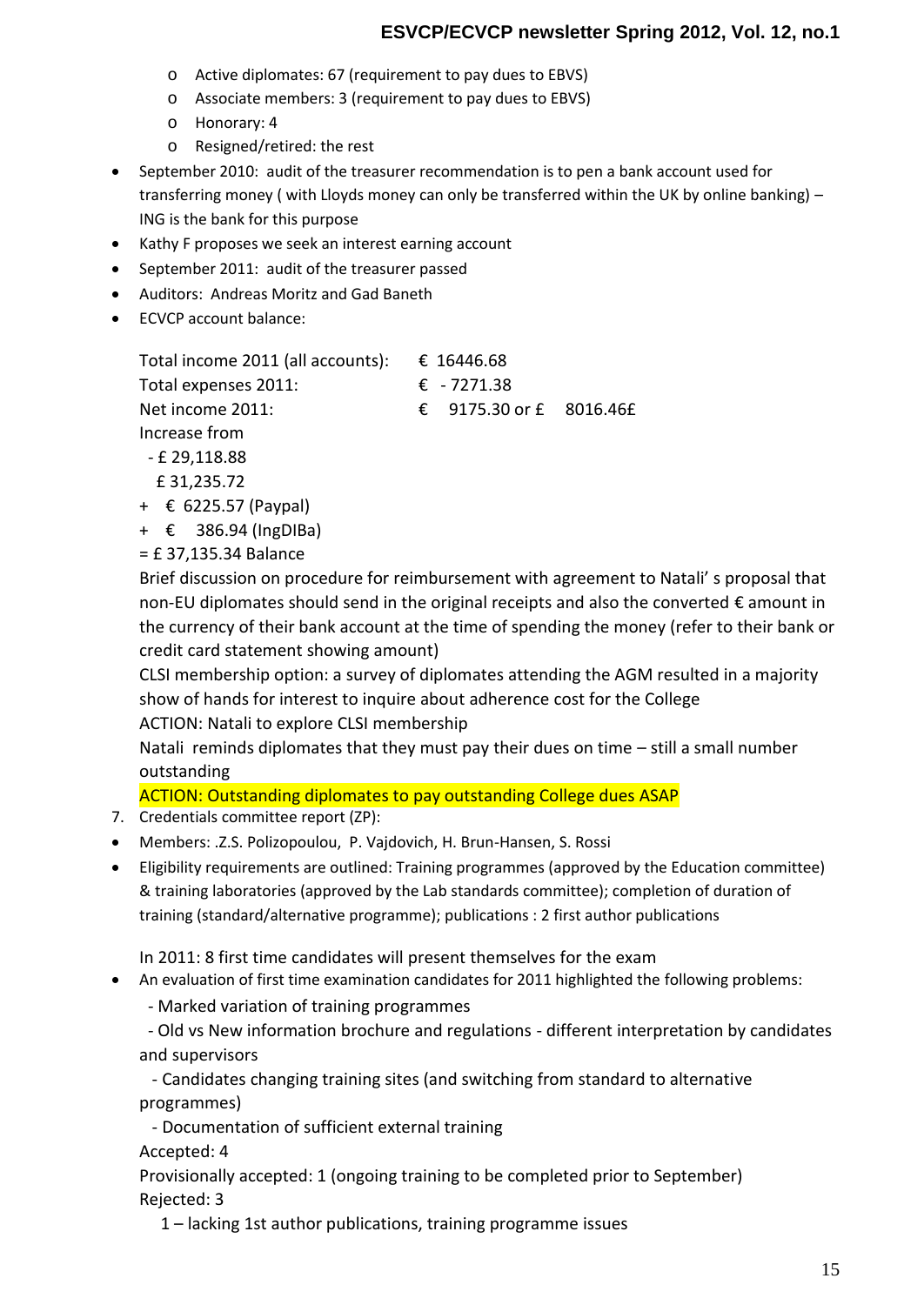- Active diplomates: 67 (requirement to pay dues to EBVS)
  - Associate members: 3 (requirement to pay dues to EBVS)
  - Honorary: 4
  - Resigned/retired: the rest
- September 2010: audit of the treasurer recommendation is to pen a bank account used for transferring money ( with Lloyds money can only be transferred within the UK by online banking) – ING is the bank for this purpose
- Kathy F proposes we seek an interest earning account
- September 2011: audit of the treasurer passed
- Auditors: Andreas Moritz and Gad Baneth
- ECVCP account balance:

  Total income 2011 (all accounts): € 16446.68
  Total expenses 2011: € - 7271.38
  Net income 2011: € 9175.30 or £ 8016.46£
  Increase from
  - £ 29,118.88
  £ 31,235.72
  + € 6225.57 (Paypal)
  + € 386.94 (IngDIBa)
  = £ 37,135.34 Balance

  Brief discussion on procedure for reimbursement with agreement to Natali' s proposal that non-EU diplomates should send in the original receipts and also the converted € amount in the currency of their bank account at the time of spending the money (refer to their bank or credit card statement showing amount)

  CLSI membership option: a survey of diplomates attending the AGM resulted in a majority show of hands for interest to inquire about adherence cost for the College

  ACTION: Natali to explore CLSI membership

  Natali reminds diplomates that they must pay their dues on time – still a small number outstanding

  ACTION: Outstanding diplomates to pay outstanding College dues ASAP

7. Credentials committee report (ZP):

- Members: .Z.S. Polizopoulou, P. Vajdovich, H. Brun-Hansen, S. Rossi
- Eligibility requirements are outlined: Training programmes (approved by the Education committee) & training laboratories (approved by the Lab standards committee); completion of duration of training (standard/alternative programme); publications : 2 first author publications

  In 2011: 8 first time candidates will present themselves for the exam

- An evaluation of first time examination candidates for 2011 highlighted the following problems:
  - Marked variation of training programmes
  - Old vs New information brochure and regulations - different interpretation by candidates and supervisors
  - Candidates changing training sites (and switching from standard to alternative programmes)
  - Documentation of sufficient external training

  Accepted: 4

  Provisionally accepted: 1 (ongoing training to be completed prior to September)

  Rejected: 3

  1 – lacking 1st author publications, training programme issues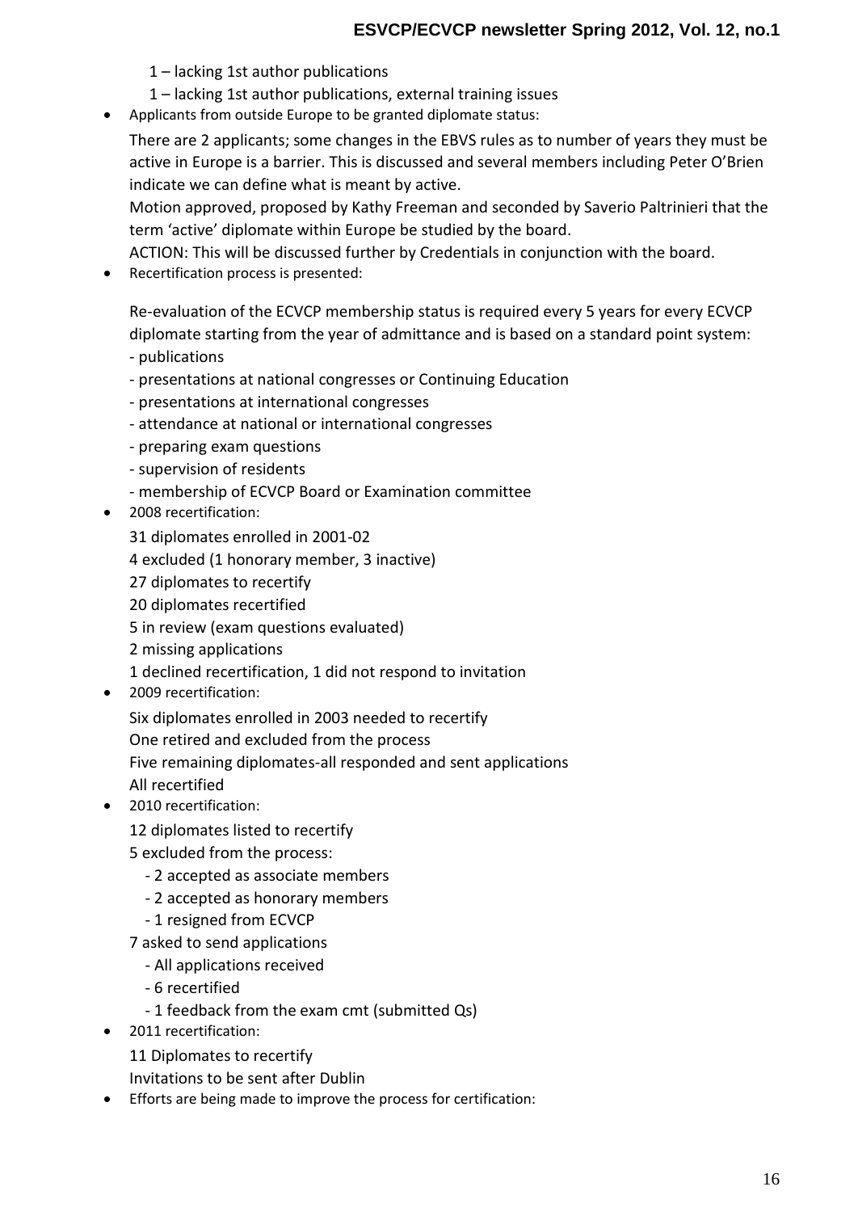1 – lacking 1st author publications

1 – lacking 1st author publications, external training issues

- Applicants from outside Europe to be granted diplomate status:

  There are 2 applicants; some changes in the EBVS rules as to number of years they must be active in Europe is a barrier. This is discussed and several members including Peter O'Brien indicate we can define what is meant by active.

  Motion approved, proposed by Kathy Freeman and seconded by Saverio Paltrinieri that the term 'active' diplomate within Europe be studied by the board.

  ACTION: This will be discussed further by Credentials in conjunction with the board.

- Recertification process is presented:

  Re-evaluation of the ECVCP membership status is required every 5 years for every ECVCP diplomate starting from the year of admittance and is based on a standard point system:

  - publications
  - presentations at national congresses or Continuing Education
  - presentations at international congresses
  - attendance at national or international congresses
  - preparing exam questions
  - supervision of residents
  - membership of ECVCP Board or Examination committee

- 2008 recertification:

  31 diplomates enrolled in 2001-02

  4 excluded (1 honorary member, 3 inactive)

  27 diplomates to recertify

  20 diplomates recertified

  5 in review (exam questions evaluated)

  2 missing applications

  1 declined recertification, 1 did not respond to invitation

- 2009 recertification:

  Six diplomates enrolled in 2003 needed to recertify

  One retired and excluded from the process

  Five remaining diplomates-all responded and sent applications

  All recertified

- 2010 recertification:

  12 diplomates listed to recertify

  5 excluded from the process:

  - 2 accepted as associate members
  - 2 accepted as honorary members
  - 1 resigned from ECVCP

  7 asked to send applications

  - All applications received
  - 6 recertified
  - 1 feedback from the exam cmt (submitted Qs)

- 2011 recertification:

  11 Diplomates to recertify

  Invitations to be sent after Dublin

- Efforts are being made to improve the process for certification: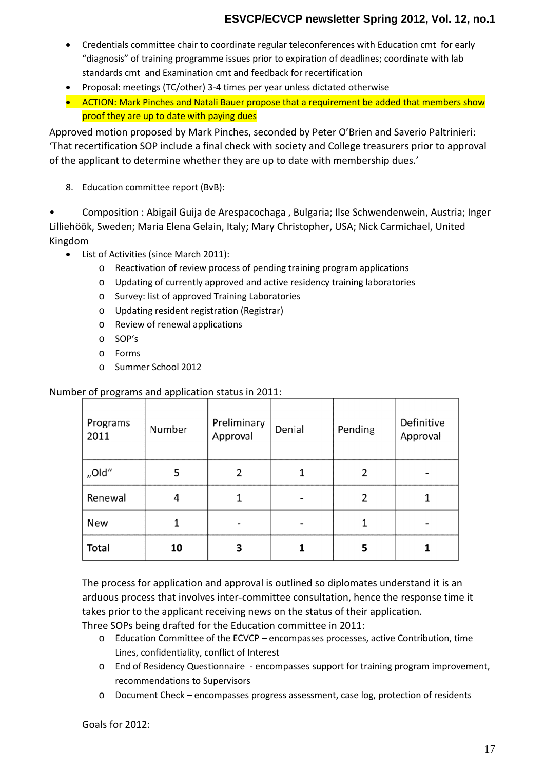- Credentials committee chair to coordinate regular teleconferences with Education cmt for early "diagnosis" of training programme issues prior to expiration of deadlines; coordinate with lab standards cmt and Examination cmt and feedback for recertification
- Proposal: meetings (TC/other) 3-4 times per year unless dictated otherwise
- ACTION: Mark Pinches and Natali Bauer propose that a requirement be added that members show proof they are up to date with paying dues

Approved motion proposed by Mark Pinches, seconded by Peter O'Brien and Saverio Paltrinieri: 'That recertification SOP include a final check with society and College treasurers prior to approval of the applicant to determine whether they are up to date with membership dues.'

8. Education committee report (BvB):

• Composition : Abigail Guija de Arespacochaga , Bulgaria; Ilse Schwendenwein, Austria; Inger Lilliehöök, Sweden; Maria Elena Gelain, Italy; Mary Christopher, USA; Nick Carmichael, United Kingdom

- List of Activities (since March 2011):
  - Reactivation of review process of pending training program applications
  - Updating of currently approved and active residency training laboratories
  - Survey: list of approved Training Laboratories
  - Updating resident registration (Registrar)
  - Review of renewal applications
  - SOP's
  - Forms
  - Summer School 2012

Number of programs and application status in 2011:

| Programs 2011 | Number | Preliminary Approval | Denial | Pending | Definitive Approval |
|---|---|---|---|---|---|
| „Old" | 5 | 2 | 1 | 2 | - |
| Renewal | 4 | 1 | - | 2 | 1 |
| New | 1 | - | - | 1 | - |
| **Total** | **10** | **3** | **1** | **5** | **1** |

The process for application and approval is outlined so diplomates understand it is an arduous process that involves inter-committee consultation, hence the response time it takes prior to the applicant receiving news on the status of their application.

Three SOPs being drafted for the Education committee in 2011:

- Education Committee of the ECVCP – encompasses processes, active Contribution, time Lines, confidentiality, conflict of Interest
- End of Residency Questionnaire - encompasses support for training program improvement, recommendations to Supervisors
- Document Check – encompasses progress assessment, case log, protection of residents

Goals for 2012: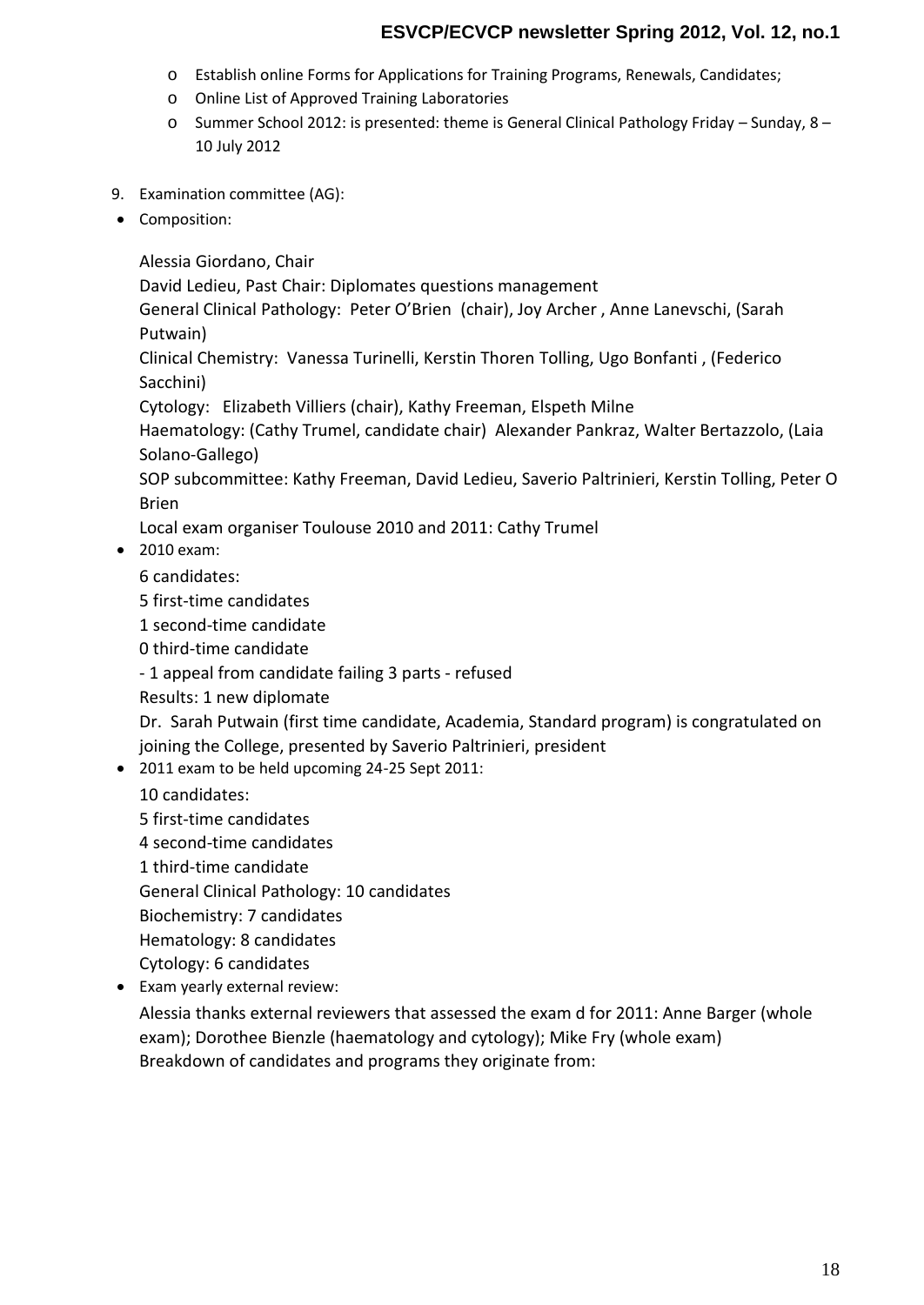- Establish online Forms for Applications for Training Programs, Renewals, Candidates;
- Online List of Approved Training Laboratories
- Summer School 2012: is presented: theme is General Clinical Pathology Friday – Sunday, 8 – 10 July 2012

9. Examination committee (AG):

- Composition:

  Alessia Giordano, Chair
  David Ledieu, Past Chair: Diplomates questions management
  General Clinical Pathology: Peter O'Brien (chair), Joy Archer , Anne Lanevschi, (Sarah Putwain)
  Clinical Chemistry: Vanessa Turinelli, Kerstin Thoren Tolling, Ugo Bonfanti , (Federico Sacchini)
  Cytology: Elizabeth Villiers (chair), Kathy Freeman, Elspeth Milne
  Haematology: (Cathy Trumel, candidate chair) Alexander Pankraz, Walter Bertazzolo, (Laia Solano-Gallego)
  SOP subcommittee: Kathy Freeman, David Ledieu, Saverio Paltrinieri, Kerstin Tolling, Peter O Brien
  Local exam organiser Toulouse 2010 and 2011: Cathy Trumel

- 2010 exam:

  6 candidates:
  5 first-time candidates
  1 second-time candidate
  0 third-time candidate
  - 1 appeal from candidate failing 3 parts - refused
  Results: 1 new diplomate
  Dr. Sarah Putwain (first time candidate, Academia, Standard program) is congratulated on joining the College, presented by Saverio Paltrinieri, president

- 2011 exam to be held upcoming 24-25 Sept 2011:

  10 candidates:
  5 first-time candidates
  4 second-time candidates
  1 third-time candidate
  General Clinical Pathology: 10 candidates
  Biochemistry: 7 candidates
  Hematology: 8 candidates
  Cytology: 6 candidates

- Exam yearly external review:

  Alessia thanks external reviewers that assessed the exam d for 2011: Anne Barger (whole exam); Dorothee Bienzle (haematology and cytology); Mike Fry (whole exam)
  Breakdown of candidates and programs they originate from: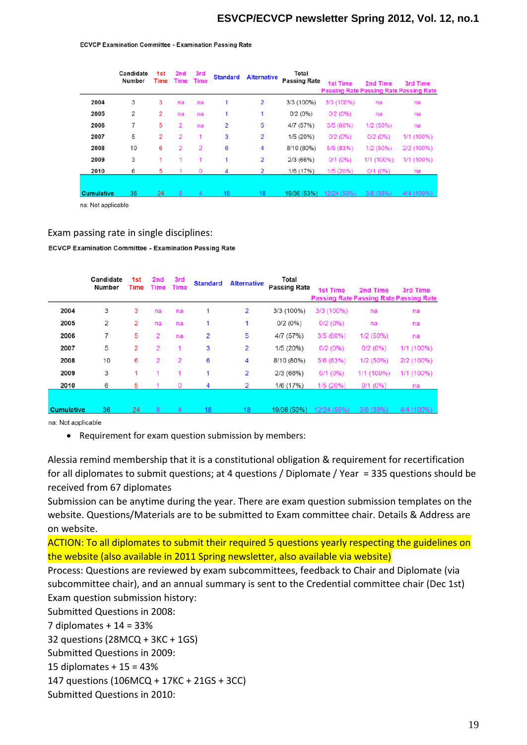ECVCP Examination Committee - Examination Passing Rate

| | Candidate Number | 1st Time | 2nd Time | 3rd Time | Standard | Alternative | Total Passing Rate | 1st Time Passing Rate | 2nd Time Passing Rate | 3rd Time Passing Rate |
|---|---|---|---|---|---|---|---|---|---|---|
| 2004 | 3 | 3 | na | na | 1 | 2 | 3/3 (100%) | 3/3 (100%) | na | na |
| 2005 | 2 | 2 | na | na | 1 | 1 | 0/2 (0%) | 0/2 (0%) | na | na |
| 2006 | 7 | 5 | 2 | na | 2 | 5 | 4/7 (57%) | 3/5 (60%) | 1/2 (50%) | na |
| 2007 | 5 | 2 | 2 | 1 | 3 | 2 | 1/5 (20%) | 0/2 (0%) | 0/2 (0%) | 1/1 (100%) |
| 2008 | 10 | 6 | 2 | 2 | 6 | 4 | 8/10 (80%) | 5/6 (83%) | 1/2 (50%) | 2/2 (100%) |
| 2009 | 3 | 1 | 1 | 1 | 1 | 2 | 2/3 (66%) | 0/1 (0%) | 1/1 (100%) | 1/1 (100%) |
| 2010 | 6 | 5 | 1 | 0 | 4 | 2 | 1/6 (17%) | 1/5 (20%) | 0/1 (0%) | na |
| Cumulative | 36 | 24 | 8 | 4 | 18 | 18 | 19/36 (53%) | 12/24 (50%) | 3/8 (38%) | 4/4 (100%) |

na: Not applicable

Exam passing rate in single disciplines:

ECVCP Examination Committee - Examination Passing Rate

| | Candidate Number | 1st Time | 2nd Time | 3rd Time | Standard | Alternative | Total Passing Rate | 1st Time Passing Rate | 2nd Time Passing Rate | 3rd Time Passing Rate |
|---|---|---|---|---|---|---|---|---|---|---|
| 2004 | 3 | 3 | na | na | 1 | 2 | 3/3 (100%) | 3/3 (100%) | na | na |
| 2005 | 2 | 2 | na | na | 1 | 1 | 0/2 (0%) | 0/2 (0%) | na | na |
| 2006 | 7 | 5 | 2 | na | 2 | 5 | 4/7 (57%) | 3/5 (60%) | 1/2 (50%) | na |
| 2007 | 5 | 2 | 2 | 1 | 3 | 2 | 1/5 (20%) | 0/2 (0%) | 0/2 (0%) | 1/1 (100%) |
| 2008 | 10 | 6 | 2 | 2 | 6 | 4 | 8/10 (80%) | 5/6 (83%) | 1/2 (50%) | 2/2 (100%) |
| 2009 | 3 | 1 | 1 | 1 | 1 | 2 | 2/3 (66%) | 0/1 (0%) | 1/1 (100%) | 1/1 (100%) |
| 2010 | 6 | 5 | 1 | 0 | 4 | 2 | 1/6 (17%) | 1/5 (20%) | 0/1 (0%) | na |
| Cumulative | 36 | 24 | 8 | 4 | 18 | 18 | 19/36 (53%) | 12/24 (50%) | 3/8 (38%) | 4/4 (100%) |

na: Not applicable

- Requirement for exam question submission by members:

Alessia remind membership that it is a constitutional obligation & requirement for recertification for all diplomates to submit questions; at 4 questions / Diplomate / Year = 335 questions should be received from 67 diplomates

Submission can be anytime during the year. There are exam question submission templates on the website. Questions/Materials are to be submitted to Exam committee chair. Details & Address are on website.

ACTION: To all diplomates to submit their required 5 questions yearly respecting the guidelines on the website (also available in 2011 Spring newsletter, also available via website)

Process: Questions are reviewed by exam subcommittees, feedback to Chair and Diplomate (via subcommittee chair), and an annual summary is sent to the Credential committee chair (Dec 1st)

Exam question submission history:

Submitted Questions in 2008:

7 diplomates + 14 = 33%

32 questions (28MCQ + 3KC + 1GS)

Submitted Questions in 2009:

15 diplomates + 15 = 43%

147 questions (106MCQ + 17KC + 21GS + 3CC)

Submitted Questions in 2010: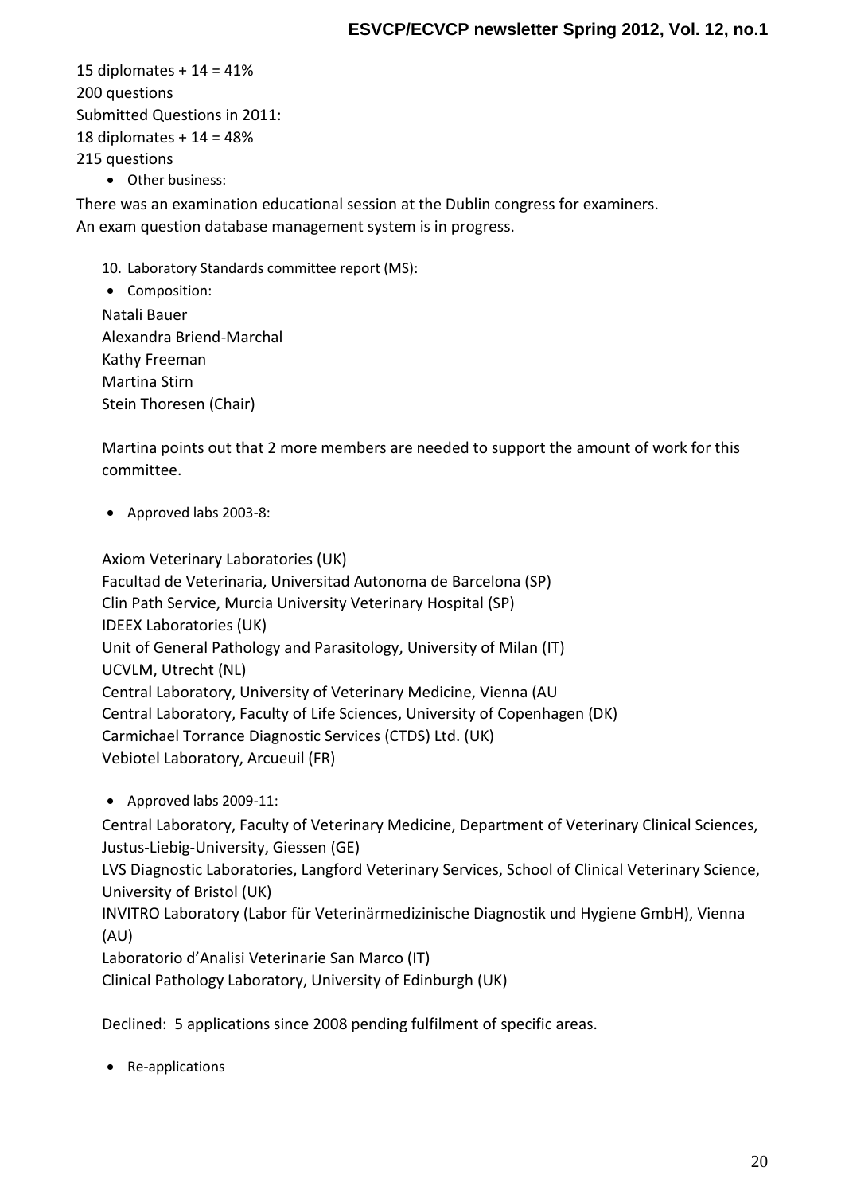15 diplomates + 14 = 41%
200 questions
Submitted Questions in 2011:
18 diplomates + 14 = 48%
215 questions

- Other business:

There was an examination educational session at the Dublin congress for examiners.
An exam question database management system is in progress.

10. Laboratory Standards committee report (MS):

- Composition:

Natali Bauer
Alexandra Briend-Marchal
Kathy Freeman
Martina Stirn
Stein Thoresen (Chair)

Martina points out that 2 more members are needed to support the amount of work for this committee.

- Approved labs 2003-8:

Axiom Veterinary Laboratories (UK)
Facultad de Veterinaria, Universitad Autonoma de Barcelona (SP)
Clin Path Service, Murcia University Veterinary Hospital (SP)
IDEEX Laboratories (UK)
Unit of General Pathology and Parasitology, University of Milan (IT)
UCVLM, Utrecht (NL)
Central Laboratory, University of Veterinary Medicine, Vienna (AU
Central Laboratory, Faculty of Life Sciences, University of Copenhagen (DK)
Carmichael Torrance Diagnostic Services (CTDS) Ltd. (UK)
Vebiotel Laboratory, Arcueuil (FR)

- Approved labs 2009-11:

Central Laboratory, Faculty of Veterinary Medicine, Department of Veterinary Clinical Sciences, Justus-Liebig-University, Giessen (GE)
LVS Diagnostic Laboratories, Langford Veterinary Services, School of Clinical Veterinary Science, University of Bristol (UK)
INVITRO Laboratory (Labor für Veterinärmedizinische Diagnostik und Hygiene GmbH), Vienna (AU)
Laboratorio d'Analisi Veterinarie San Marco (IT)
Clinical Pathology Laboratory, University of Edinburgh (UK)

Declined: 5 applications since 2008 pending fulfilment of specific areas.

- Re-applications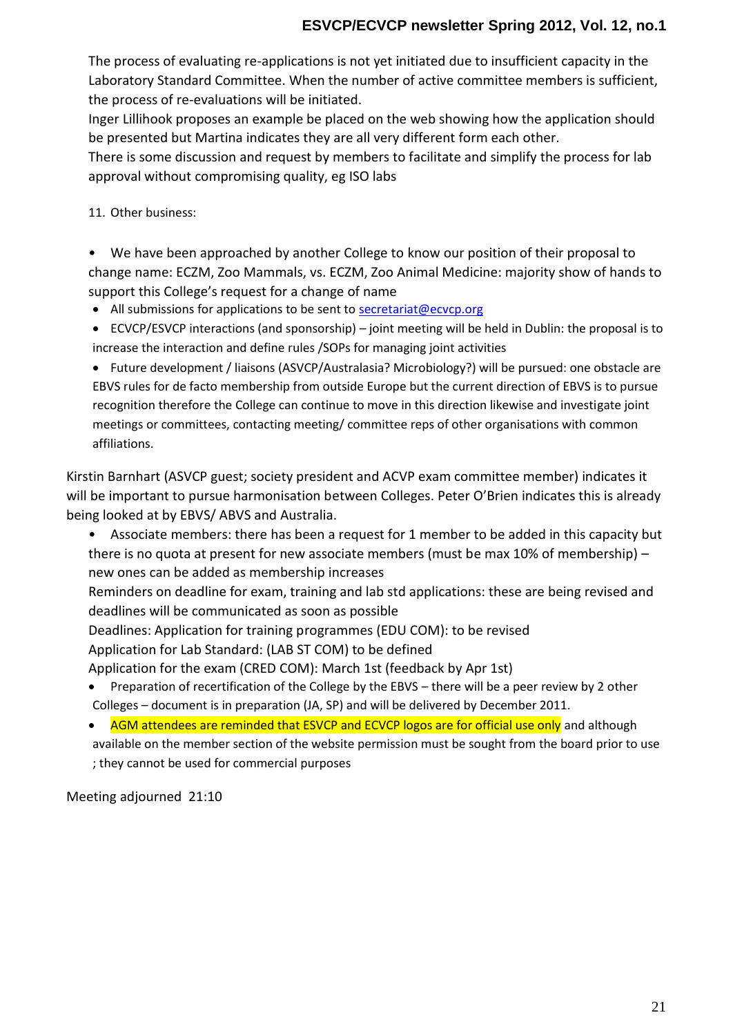The process of evaluating re-applications is not yet initiated due to insufficient capacity in the Laboratory Standard Committee. When the number of active committee members is sufficient, the process of re-evaluations will be initiated.

Inger Lillihook proposes an example be placed on the web showing how the application should be presented but Martina indicates they are all very different form each other.

There is some discussion and request by members to facilitate and simplify the process for lab approval without compromising quality, eg ISO labs

11. Other business:

- We have been approached by another College to know our position of their proposal to change name: ECZM, Zoo Mammals, vs. ECZM, Zoo Animal Medicine: majority show of hands to support this College's request for a change of name
- All submissions for applications to be sent to secretariat@ecvcp.org
- ECVCP/ESVCP interactions (and sponsorship) – joint meeting will be held in Dublin: the proposal is to increase the interaction and define rules /SOPs for managing joint activities
- Future development / liaisons (ASVCP/Australasia? Microbiology?) will be pursued: one obstacle are EBVS rules for de facto membership from outside Europe but the current direction of EBVS is to pursue recognition therefore the College can continue to move in this direction likewise and investigate joint meetings or committees, contacting meeting/ committee reps of other organisations with common affiliations.

Kirstin Barnhart (ASVCP guest; society president and ACVP exam committee member) indicates it will be important to pursue harmonisation between Colleges. Peter O'Brien indicates this is already being looked at by EBVS/ ABVS and Australia.

- Associate members: there has been a request for 1 member to be added in this capacity but there is no quota at present for new associate members (must be max 10% of membership) – new ones can be added as membership increases

  Reminders on deadline for exam, training and lab std applications: these are being revised and deadlines will be communicated as soon as possible

  Deadlines: Application for training programmes (EDU COM): to be revised

  Application for Lab Standard: (LAB ST COM) to be defined

  Application for the exam (CRED COM): March 1st (feedback by Apr 1st)
- Preparation of recertification of the College by the EBVS – there will be a peer review by 2 other Colleges – document is in preparation (JA, SP) and will be delivered by December 2011.
- AGM attendees are reminded that ESVCP and ECVCP logos are for official use only and although available on the member section of the website permission must be sought from the board prior to use ; they cannot be used for commercial purposes

Meeting adjourned 21:10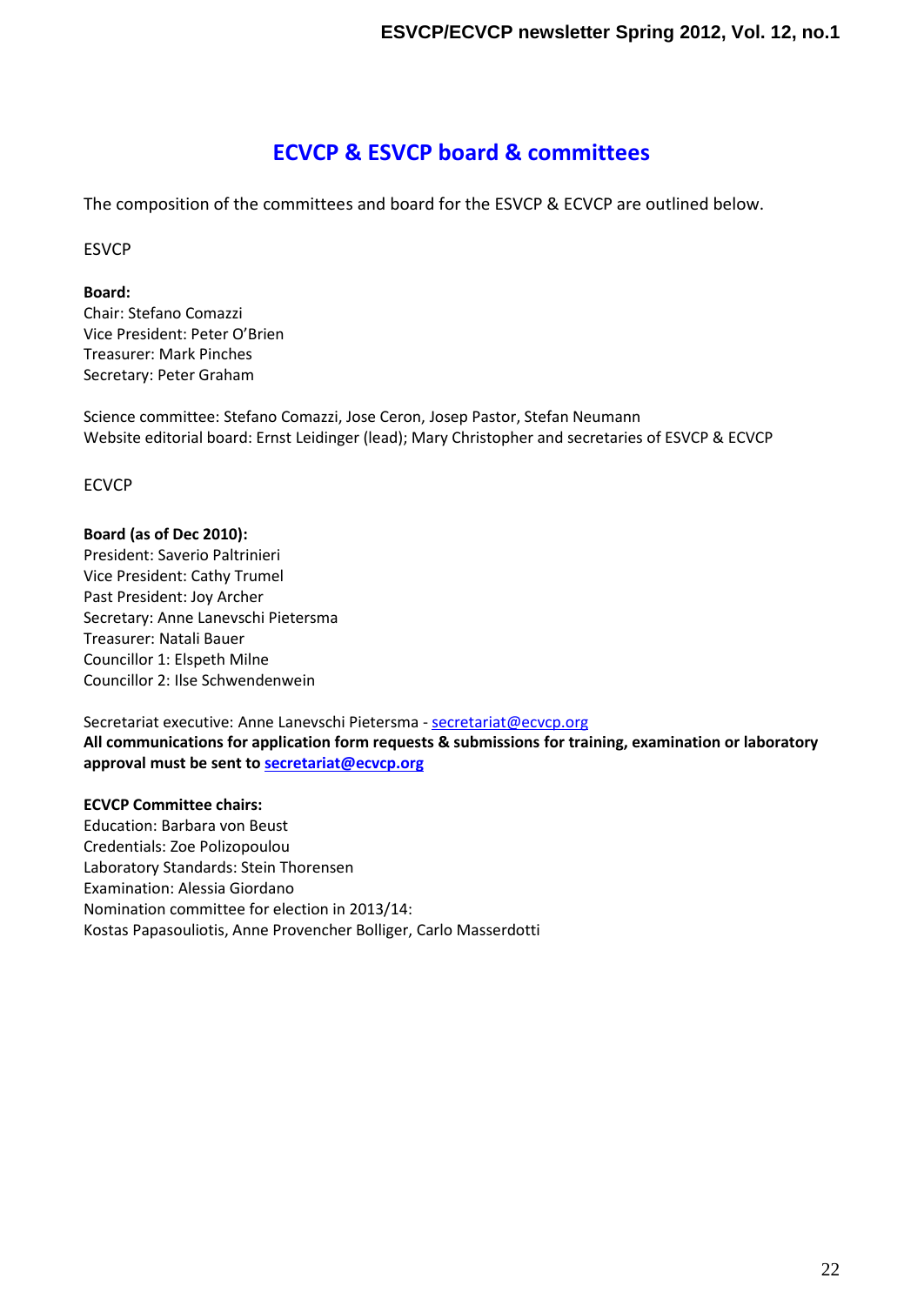# ECVCP & ESVCP board & committees

The composition of the committees and board for the ESVCP & ECVCP are outlined below.

ESVCP

**Board:**
Chair: Stefano Comazzi
Vice President: Peter O'Brien
Treasurer: Mark Pinches
Secretary: Peter Graham

Science committee: Stefano Comazzi, Jose Ceron, Josep Pastor, Stefan Neumann
Website editorial board: Ernst Leidinger (lead); Mary Christopher and secretaries of ESVCP & ECVCP

ECVCP

**Board (as of Dec 2010):**
President: Saverio Paltrinieri
Vice President: Cathy Trumel
Past President: Joy Archer
Secretary: Anne Lanevschi Pietersma
Treasurer: Natali Bauer
Councillor 1: Elspeth Milne
Councillor 2: Ilse Schwendenwein

Secretariat executive: Anne Lanevschi Pietersma - secretariat@ecvcp.org
**All communications for application form requests & submissions for training, examination or laboratory approval must be sent to secretariat@ecvcp.org**

**ECVCP Committee chairs:**
Education: Barbara von Beust
Credentials: Zoe Polizopoulou
Laboratory Standards: Stein Thorensen
Examination: Alessia Giordano
Nomination committee for election in 2013/14:
Kostas Papasouliotis, Anne Provencher Bolliger, Carlo Masserdotti